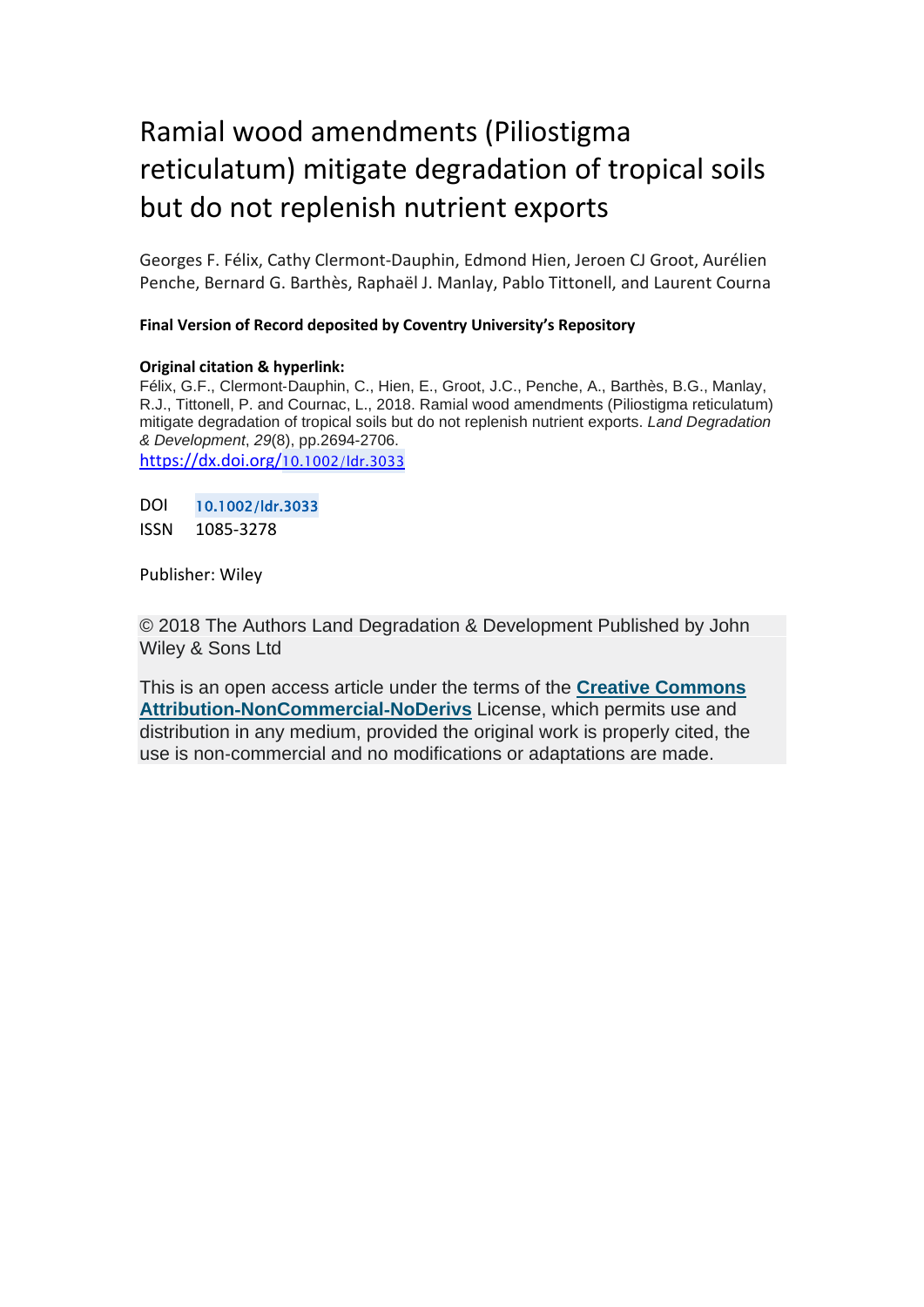# Ramial wood amendments (Piliostigma reticulatum) mitigate degradation of tropical soils but do not replenish nutrient exports

Georges F. Félix, Cathy Clermont-Dauphin, Edmond Hien, Jeroen CJ Groot, Aurélien Penche, Bernard G. Barthès, Raphaël J. Manlay, Pablo Tittonell, and Laurent Courna

**Final Version of Record deposited by Coventry University's Repository**

**Original citation & hyperlink:**

Félix, G.F., Clermont-Dauphin, C., Hien, E., Groot, J.C., Penche, A., Barthès, B.G., Manlay, R.J., Tittonell, P. and Cournac, L., 2018. Ramial wood amendments (Piliostigma reticulatum) mitigate degradation of tropical soils but do not replenish nutrient exports. *Land Degradation & Development*, *29*(8), pp.2694-2706.

https://dx.doi.org/10.1002/ldr.3033

DOI 10.1002/ldr.3033

ISSN 1085-3278

Publisher: Wiley

© 2018 The Authors Land Degradation & Development Published by John Wiley & Sons Ltd

This is an open access article under the terms of the **Creative Commons Attribution-NonCommercial-NoDerivs** License, which permits use and distribution in any medium, provided the original work is properly cited, the use is non-commercial and no modifications or adaptations are made.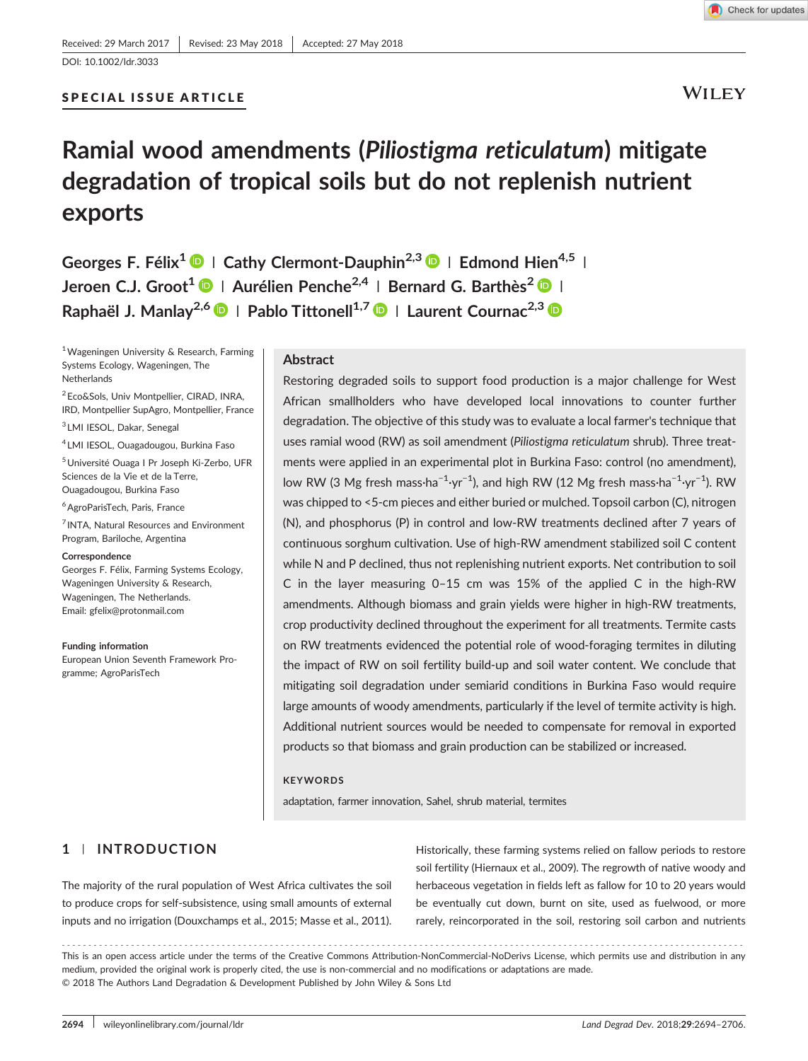Received: 29 March 2017 | Revised: 23 May 2018 | Accepted: 27 May 2018

DOI: 10.1002/ldr.3033

**SPECIAL ISSUE ARTICLE**

# Ramial wood amendments (*Piliostigma reticulatum*) mitigate degradation of tropical soils but do not replenish nutrient exports

Georges F. Félix[1] | Cathy Clermont-Dauphin[2,3] | Edmond Hien[4,5] | Jeroen C.J. Groot[1] | Aurélien Penche[2,4] | Bernard G. Barthès[2] | Raphaël J. Manlay[2,6] | Pablo Tittonell[1,7] | Laurent Cournac[2,3]

[1] Wageningen University & Research, Farming Systems Ecology, Wageningen, The Netherlands

[2] Eco&Sols, Univ Montpellier, CIRAD, INRA, IRD, Montpellier SupAgro, Montpellier, France

[3] LMI IESOL, Dakar, Senegal

[4] LMI IESOL, Ouagadougou, Burkina Faso

[5] Université Ouaga I Pr Joseph Ki-Zerbo, UFR Sciences de la Vie et de la Terre, Ouagadougou, Burkina Faso

[6] AgroParisTech, Paris, France

[7] INTA, Natural Resources and Environment Program, Bariloche, Argentina

**Correspondence**

Georges F. Félix, Farming Systems Ecology, Wageningen University & Research, Wageningen, The Netherlands.
Email: gfelix@protonmail.com

**Funding information**

European Union Seventh Framework Programme; AgroParisTech

## Abstract

Restoring degraded soils to support food production is a major challenge for West African smallholders who have developed local innovations to counter further degradation. The objective of this study was to evaluate a local farmer's technique that uses ramial wood (RW) as soil amendment (*Piliostigma reticulatum* shrub). Three treatments were applied in an experimental plot in Burkina Faso: control (no amendment), low RW (3 Mg fresh mass$\cdot$ha$^{-1}\cdot$yr$^{-1}$), and high RW (12 Mg fresh mass$\cdot$ha$^{-1}\cdot$yr$^{-1}$). RW was chipped to <5-cm pieces and either buried or mulched. Topsoil carbon (C), nitrogen (N), and phosphorus (P) in control and low-RW treatments declined after 7 years of continuous sorghum cultivation. Use of high-RW amendment stabilized soil C content while N and P declined, thus not replenishing nutrient exports. Net contribution to soil C in the layer measuring 0–15 cm was 15% of the applied C in the high-RW amendments. Although biomass and grain yields were higher in high-RW treatments, crop productivity declined throughout the experiment for all treatments. Termite casts on RW treatments evidenced the potential role of wood-foraging termites in diluting the impact of RW on soil fertility build-up and soil water content. We conclude that mitigating soil degradation under semiarid conditions in Burkina Faso would require large amounts of woody amendments, particularly if the level of termite activity is high. Additional nutrient sources would be needed to compensate for removal in exported products so that biomass and grain production can be stabilized or increased.

**KEYWORDS**

adaptation, farmer innovation, Sahel, shrub material, termites

## 1 | INTRODUCTION

The majority of the rural population of West Africa cultivates the soil to produce crops for self-subsistence, using small amounts of external inputs and no irrigation (Douxchamps et al., 2015; Masse et al., 2011). Historically, these farming systems relied on fallow periods to restore soil fertility (Hiernaux et al., 2009). The regrowth of native woody and herbaceous vegetation in fields left as fallow for 10 to 20 years would be eventually cut down, burnt on site, used as fuelwood, or more rarely, reincorporated in the soil, restoring soil carbon and nutrients

This is an open access article under the terms of the Creative Commons Attribution-NonCommercial-NoDerivs License, which permits use and distribution in any medium, provided the original work is properly cited, the use is non-commercial and no modifications or adaptations are made.
© 2018 The Authors Land Degradation & Development Published by John Wiley & Sons Ltd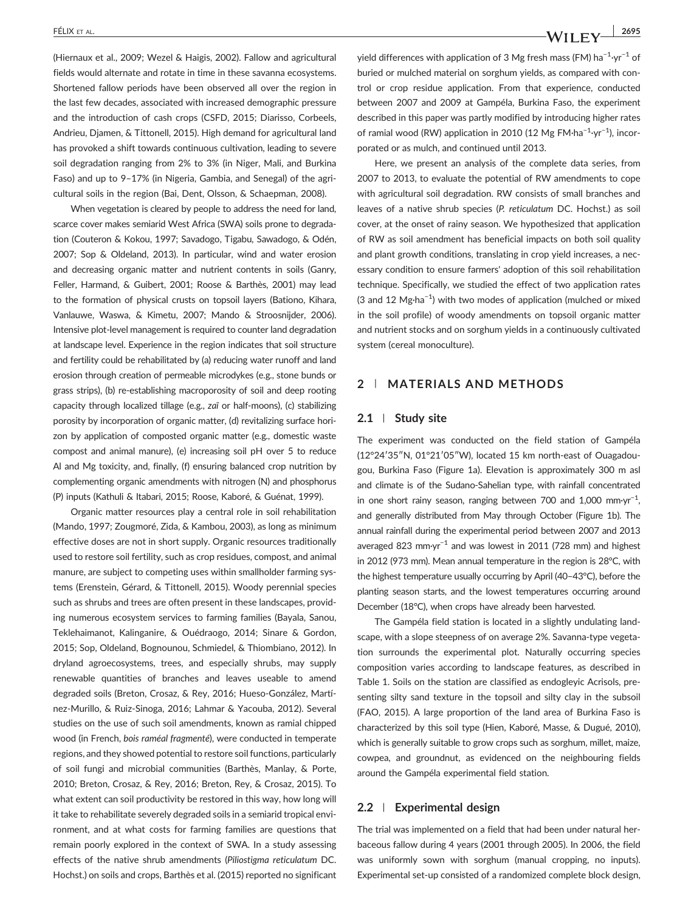(Hiernaux et al., 2009; Wezel & Haigis, 2002). Fallow and agricultural fields would alternate and rotate in time in these savanna ecosystems. Shortened fallow periods have been observed all over the region in the last few decades, associated with increased demographic pressure and the introduction of cash crops (CSFD, 2015; Diarisso, Corbeels, Andrieu, Djamen, & Tittonell, 2015). High demand for agricultural land has provoked a shift towards continuous cultivation, leading to severe soil degradation ranging from 2% to 3% (in Niger, Mali, and Burkina Faso) and up to 9–17% (in Nigeria, Gambia, and Senegal) of the agricultural soils in the region (Bai, Dent, Olsson, & Schaepman, 2008).

When vegetation is cleared by people to address the need for land, scarce cover makes semiarid West Africa (SWA) soils prone to degradation (Couteron & Kokou, 1997; Savadogo, Tigabu, Sawadogo, & Odén, 2007; Sop & Oldeland, 2013). In particular, wind and water erosion and decreasing organic matter and nutrient contents in soils (Ganry, Feller, Harmand, & Guibert, 2001; Roose & Barthès, 2001) may lead to the formation of physical crusts on topsoil layers (Bationo, Kihara, Vanlauwe, Waswa, & Kimetu, 2007; Mando & Stroosnijder, 2006). Intensive plot-level management is required to counter land degradation at landscape level. Experience in the region indicates that soil structure and fertility could be rehabilitated by (a) reducing water runoff and land erosion through creation of permeable microdykes (e.g., stone bunds or grass strips), (b) re-establishing macroporosity of soil and deep rooting capacity through localized tillage (e.g., *zaï* or half-moons), (c) stabilizing porosity by incorporation of organic matter, (d) revitalizing surface horizon by application of composted organic matter (e.g., domestic waste compost and animal manure), (e) increasing soil pH over 5 to reduce Al and Mg toxicity, and, finally, (f) ensuring balanced crop nutrition by complementing organic amendments with nitrogen (N) and phosphorus (P) inputs (Kathuli & Itabari, 2015; Roose, Kaboré, & Guénat, 1999).

Organic matter resources play a central role in soil rehabilitation (Mando, 1997; Zougmoré, Zida, & Kambou, 2003), as long as minimum effective doses are not in short supply. Organic resources traditionally used to restore soil fertility, such as crop residues, compost, and animal manure, are subject to competing uses within smallholder farming systems (Erenstein, Gérard, & Tittonell, 2015). Woody perennial species such as shrubs and trees are often present in these landscapes, providing numerous ecosystem services to farming families (Bayala, Sanou, Teklehaimanot, Kalinganire, & Ouédraogo, 2014; Sinare & Gordon, 2015; Sop, Oldeland, Bognounou, Schmiedel, & Thiombiano, 2012). In dryland agroecosystems, trees, and especially shrubs, may supply renewable quantities of branches and leaves useable to amend degraded soils (Breton, Crosaz, & Rey, 2016; Hueso-González, Martínez-Murillo, & Ruiz-Sinoga, 2016; Lahmar & Yacouba, 2012). Several studies on the use of such soil amendments, known as ramial chipped wood (in French, *bois raméal fragmenté*), were conducted in temperate regions, and they showed potential to restore soil functions, particularly of soil fungi and microbial communities (Barthès, Manlay, & Porte, 2010; Breton, Crosaz, & Rey, 2016; Breton, Rey, & Crosaz, 2015). To what extent can soil productivity be restored in this way, how long will it take to rehabilitate severely degraded soils in a semiarid tropical environment, and at what costs for farming families are questions that remain poorly explored in the context of SWA. In a study assessing effects of the native shrub amendments (*Piliostigma reticulatum* DC. Hochst.) on soils and crops, Barthès et al. (2015) reported no significant yield differences with application of 3 Mg fresh mass (FM) $ha^{-1}{\cdot}yr^{-1}$ of buried or mulched material on sorghum yields, as compared with control or crop residue application. From that experience, conducted between 2007 and 2009 at Gampéla, Burkina Faso, the experiment described in this paper was partly modified by introducing higher rates of ramial wood (RW) application in 2010 (12 Mg FM$\cdot ha^{-1}{\cdot}yr^{-1}$), incorporated or as mulch, and continued until 2013.

Here, we present an analysis of the complete data series, from 2007 to 2013, to evaluate the potential of RW amendments to cope with agricultural soil degradation. RW consists of small branches and leaves of a native shrub species (*P. reticulatum* DC. Hochst.) as soil cover, at the onset of rainy season. We hypothesized that application of RW as soil amendment has beneficial impacts on both soil quality and plant growth conditions, translating in crop yield increases, a necessary condition to ensure farmers' adoption of this soil rehabilitation technique. Specifically, we studied the effect of two application rates (3 and 12 Mg$\cdot ha^{-1}$) with two modes of application (mulched or mixed in the soil profile) of woody amendments on topsoil organic matter and nutrient stocks and on sorghum yields in a continuously cultivated system (cereal monoculture).

## 2 | MATERIALS AND METHODS

### 2.1 | Study site

The experiment was conducted on the field station of Gampéla (12°24′35″N, 01°21′05″W), located 15 km north-east of Ouagadougou, Burkina Faso (Figure 1a). Elevation is approximately 300 m asl and climate is of the Sudano-Sahelian type, with rainfall concentrated in one short rainy season, ranging between 700 and 1,000 $mm{\cdot}yr^{-1}$, and generally distributed from May through October (Figure 1b). The annual rainfall during the experimental period between 2007 and 2013 averaged 823 $mm{\cdot}yr^{-1}$ and was lowest in 2011 (728 mm) and highest in 2012 (973 mm). Mean annual temperature in the region is 28°C, with the highest temperature usually occurring by April (40–43°C), before the planting season starts, and the lowest temperatures occurring around December (18°C), when crops have already been harvested.

The Gampéla field station is located in a slightly undulating landscape, with a slope steepness of on average 2%. Savanna-type vegetation surrounds the experimental plot. Naturally occurring species composition varies according to landscape features, as described in Table 1. Soils on the station are classified as endogleyic Acrisols, presenting silty sand texture in the topsoil and silty clay in the subsoil (FAO, 2015). A large proportion of the land area of Burkina Faso is characterized by this soil type (Hien, Kaboré, Masse, & Dugué, 2010), which is generally suitable to grow crops such as sorghum, millet, maize, cowpea, and groundnut, as evidenced on the neighbouring fields around the Gampéla experimental field station.

### 2.2 | Experimental design

The trial was implemented on a field that had been under natural herbaceous fallow during 4 years (2001 through 2005). In 2006, the field was uniformly sown with sorghum (manual cropping, no inputs). Experimental set-up consisted of a randomized complete block design,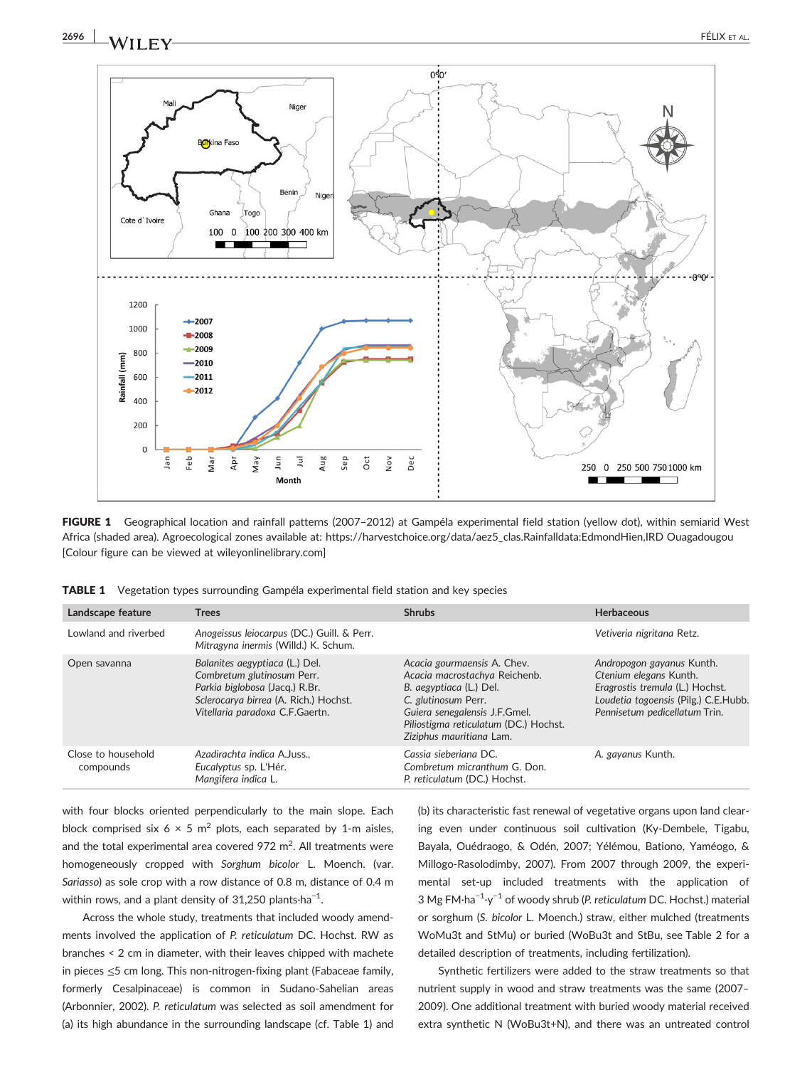FIGURE 1 Geographical location and rainfall patterns (2007–2012) at Gampéla experimental field station (yellow dot), within semiarid West Africa (shaded area). Agroecological zones available at: https://harvestchoice.org/data/aez5_clas.Rainfalldata:EdmondHien,IRD Ouagadougou [Colour figure can be viewed at wileyonlinelibrary.com]

**TABLE 1** Vegetation types surrounding Gampéla experimental field station and key species

| Landscape feature | Trees | Shrubs | Herbaceous |
|---|---|---|---|
| Lowland and riverbed | *Anogeissus leiocarpus* (DC.) Guill. & Perr. *Mitragyna inermis* (Willd.) K. Schum. | | *Vetiveria nigritana* Retz. |
| Open savanna | *Balanites aegyptiaca* (L.) Del. *Combretum glutinosum* Perr. *Parkia biglobosa* (Jacq.) R.Br. *Sclerocarya birrea* (A. Rich.) Hochst. *Vitellaria paradoxa* C.F.Gaertn. | *Acacia gourmaensis* A. Chev. *Acacia macrostachya* Reichenb. *B. aegyptiaca* (L.) Del. *C. glutinosum* Perr. *Guiera senegalensis* J.F.Gmel. *Piliostigma reticulatum* (DC.) Hochst. *Ziziphus mauritiana* Lam. | *Andropogon gayanus* Kunth. *Ctenium elegans* Kunth. *Eragrostis tremula* (L.) Hochst. *Loudetia togoensis* (Pilg.) C.E.Hubb. *Pennisetum pedicellatum* Trin. |
| Close to household compounds | *Azadirachta indica* A.Juss., *Eucalyptus* sp. L'Hér. *Mangifera indica* L. | *Cassia sieberiana* DC. *Combretum micranthum* G. Don. *P. reticulatum* (DC.) Hochst. | *A. gayanus* Kunth. |

with four blocks oriented perpendicularly to the main slope. Each block comprised six 6 × 5 $m^2$ plots, each separated by 1-m aisles, and the total experimental area covered 972 $m^2$. All treatments were homogeneously cropped with *Sorghum bicolor* L. Moench. (var. *Sariasso*) as sole crop with a row distance of 0.8 m, distance of 0.4 m within rows, and a plant density of 31,250 plants·$ha^{-1}$.

Across the whole study, treatments that included woody amendments involved the application of *P. reticulatum* DC. Hochst. RW as branches < 2 cm in diameter, with their leaves chipped with machete in pieces ≤5 cm long. This non-nitrogen-fixing plant (Fabaceae family, formerly Cesalpinaceae) is common in Sudano-Sahelian areas (Arbonnier, 2002). *P. reticulatum* was selected as soil amendment for (a) its high abundance in the surrounding landscape (cf. Table 1) and (b) its characteristic fast renewal of vegetative organs upon land clearing even under continuous soil cultivation (Ky-Dembele, Tigabu, Bayala, Ouédraogo, & Odén, 2007; Yélémou, Bationo, Yaméogo, & Millogo-Rasolodimby, 2007). From 2007 through 2009, the experimental set-up included treatments with the application of 3 Mg FM·$ha^{-1}$·$y^{-1}$ of woody shrub (*P. reticulatum* DC. Hochst.) material or sorghum (*S. bicolor* L. Moench.) straw, either mulched (treatments WoMu3t and StMu) or buried (WoBu3t and StBu, see Table 2 for a detailed description of treatments, including fertilization).

Synthetic fertilizers were added to the straw treatments so that nutrient supply in wood and straw treatments was the same (2007–2009). One additional treatment with buried woody material received extra synthetic N (WoBu3t+N), and there was an untreated control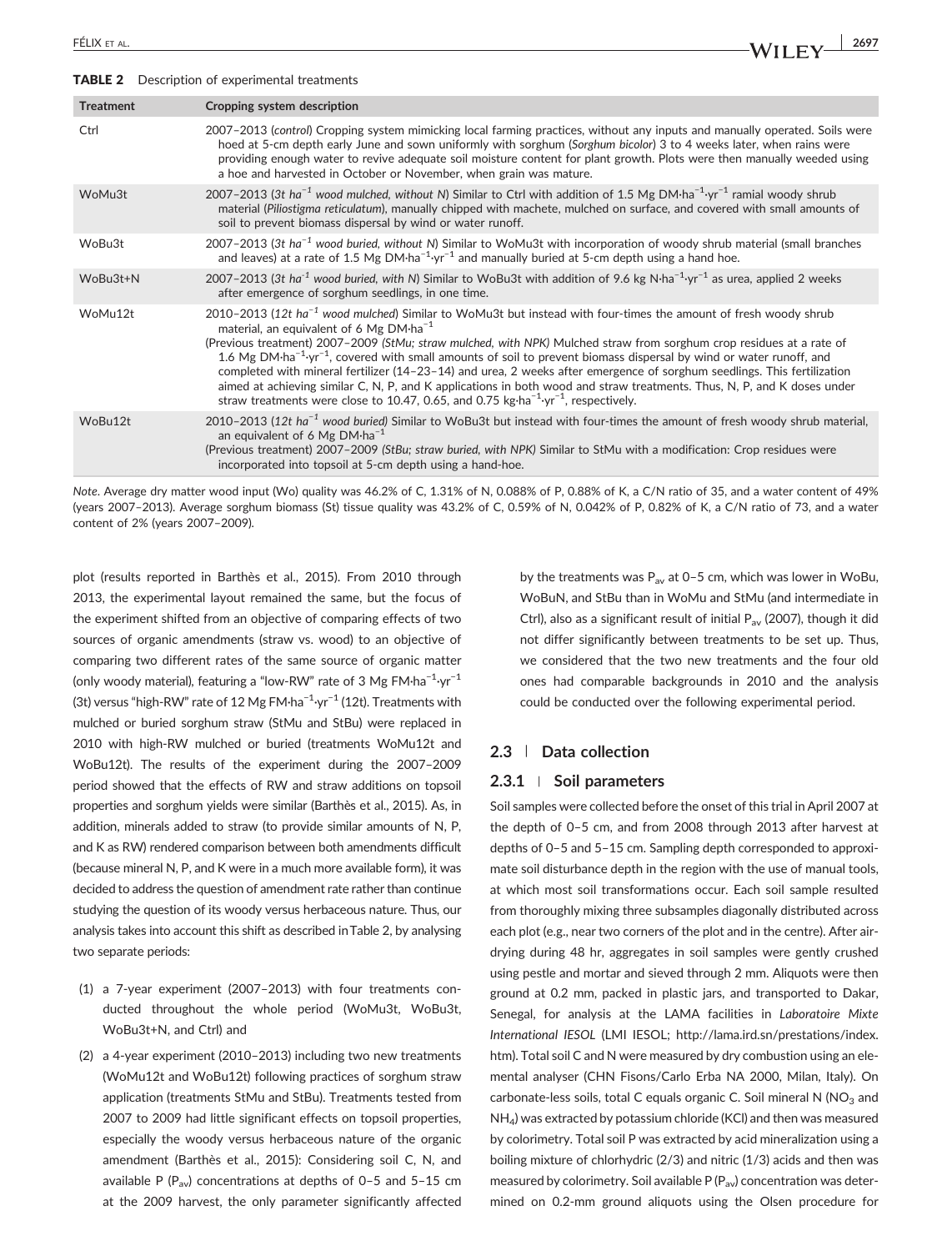**TABLE 2** Description of experimental treatments

| Treatment | Cropping system description |
|---|---|
| Ctrl | 2007–2013 (*control*) Cropping system mimicking local farming practices, without any inputs and manually operated. Soils were hoed at 5-cm depth early June and sown uniformly with sorghum (*Sorghum bicolor*) 3 to 4 weeks later, when rains were providing enough water to revive adequate soil moisture content for plant growth. Plots were then manually weeded using a hoe and harvested in October or November, when grain was mature. |
| WoMu3t | 2007–2013 (*3t ha$^{-1}$ wood mulched, without N*) Similar to Ctrl with addition of 1.5 Mg DM·ha$^{-1}$·yr$^{-1}$ ramial woody shrub material (*Piliostigma reticulatum*), manually chipped with machete, mulched on surface, and covered with small amounts of soil to prevent biomass dispersal by wind or water runoff. |
| WoBu3t | 2007–2013 (*3t ha$^{-1}$ wood buried, without N*) Similar to WoMu3t with incorporation of woody shrub material (small branches and leaves) at a rate of 1.5 Mg DM·ha$^{-1}$·yr$^{-1}$ and manually buried at 5-cm depth using a hand hoe. |
| WoBu3t+N | 2007–2013 (*3t ha$^{-1}$ wood buried, with N*) Similar to WoBu3t with addition of 9.6 kg N·ha$^{-1}$·yr$^{-1}$ as urea, applied 2 weeks after emergence of sorghum seedlings, in one time. |
| WoMu12t | 2010–2013 (*12t ha$^{-1}$ wood mulched*) Similar to WoMu3t but instead with four-times the amount of fresh woody shrub material, an equivalent of 6 Mg DM·ha$^{-1}$<br>(Previous treatment) 2007–2009 *(StMu; straw mulched, with NPK)* Mulched straw from sorghum crop residues at a rate of 1.6 Mg DM·ha$^{-1}$·yr$^{-1}$, covered with small amounts of soil to prevent biomass dispersal by wind or water runoff, and completed with mineral fertilizer (14–23–14) and urea, 2 weeks after emergence of sorghum seedlings. This fertilization aimed at achieving similar C, N, P, and K applications in both wood and straw treatments. Thus, N, P, and K doses under straw treatments were close to 10.47, 0.65, and 0.75 kg·ha$^{-1}$·yr$^{-1}$, respectively. |
| WoBu12t | 2010–2013 (*12t ha$^{-1}$ wood buried*) Similar to WoBu3t but instead with four-times the amount of fresh woody shrub material, an equivalent of 6 Mg DM·ha$^{-1}$<br>(Previous treatment) 2007–2009 *(StBu; straw buried, with NPK)* Similar to StMu with a modification: Crop residues were incorporated into topsoil at 5-cm depth using a hand-hoe. |

*Note*. Average dry matter wood input (Wo) quality was 46.2% of C, 1.31% of N, 0.088% of P, 0.88% of K, a C/N ratio of 35, and a water content of 49% (years 2007–2013). Average sorghum biomass (St) tissue quality was 43.2% of C, 0.59% of N, 0.042% of P, 0.82% of K, a C/N ratio of 73, and a water content of 2% (years 2007–2009).

plot (results reported in Barthès et al., 2015). From 2010 through 2013, the experimental layout remained the same, but the focus of the experiment shifted from an objective of comparing effects of two sources of organic amendments (straw vs. wood) to an objective of comparing two different rates of the same source of organic matter (only woody material), featuring a "low-RW" rate of 3 Mg FM·ha$^{-1}$·yr$^{-1}$ (3t) versus "high-RW" rate of 12 Mg FM·ha$^{-1}$·yr$^{-1}$ (12t). Treatments with mulched or buried sorghum straw (StMu and StBu) were replaced in 2010 with high-RW mulched or buried (treatments WoMu12t and WoBu12t). The results of the experiment during the 2007–2009 period showed that the effects of RW and straw additions on topsoil properties and sorghum yields were similar (Barthès et al., 2015). As, in addition, minerals added to straw (to provide similar amounts of N, P, and K as RW) rendered comparison between both amendments difficult (because mineral N, P, and K were in a much more available form), it was decided to address the question of amendment rate rather than continue studying the question of its woody versus herbaceous nature. Thus, our analysis takes into account this shift as described in Table 2, by analysing two separate periods:

1. a 7-year experiment (2007–2013) with four treatments conducted throughout the whole period (WoMu3t, WoBu3t, WoBu3t+N, and Ctrl) and
2. a 4-year experiment (2010–2013) including two new treatments (WoMu12t and WoBu12t) following practices of sorghum straw application (treatments StMu and StBu). Treatments tested from 2007 to 2009 had little significant effects on topsoil properties, especially the woody versus herbaceous nature of the organic amendment (Barthès et al., 2015): Considering soil C, N, and available P ($P_{av}$) concentrations at depths of 0–5 and 5–15 cm at the 2009 harvest, the only parameter significantly affected by the treatments was $P_{av}$ at 0–5 cm, which was lower in WoBu, WoBuN, and StBu than in WoMu and StMu (and intermediate in Ctrl), also as a significant result of initial $P_{av}$ (2007), though it did not differ significantly between treatments to be set up. Thus, we considered that the two new treatments and the four old ones had comparable backgrounds in 2010 and the analysis could be conducted over the following experimental period.

## 2.3 | Data collection

### 2.3.1 | Soil parameters

Soil samples were collected before the onset of this trial in April 2007 at the depth of 0–5 cm, and from 2008 through 2013 after harvest at depths of 0–5 and 5–15 cm. Sampling depth corresponded to approximate soil disturbance depth in the region with the use of manual tools, at which most soil transformations occur. Each soil sample resulted from thoroughly mixing three subsamples diagonally distributed across each plot (e.g., near two corners of the plot and in the centre). After air-drying during 48 hr, aggregates in soil samples were gently crushed using pestle and mortar and sieved through 2 mm. Aliquots were then ground at 0.2 mm, packed in plastic jars, and transported to Dakar, Senegal, for analysis at the LAMA facilities in *Laboratoire Mixte International IESOL* (LMI IESOL; http://lama.ird.sn/prestations/index.htm). Total soil C and N were measured by dry combustion using an elemental analyser (CHN Fisons/Carlo Erba NA 2000, Milan, Italy). On carbonate-less soils, total C equals organic C. Soil mineral N ($NO_3$ and $NH_4$) was extracted by potassium chloride (KCl) and then was measured by colorimetry. Total soil P was extracted by acid mineralization using a boiling mixture of chlorhydric (2/3) and nitric (1/3) acids and then was measured by colorimetry. Soil available P ($P_{av}$) concentration was determined on 0.2-mm ground aliquots using the Olsen procedure for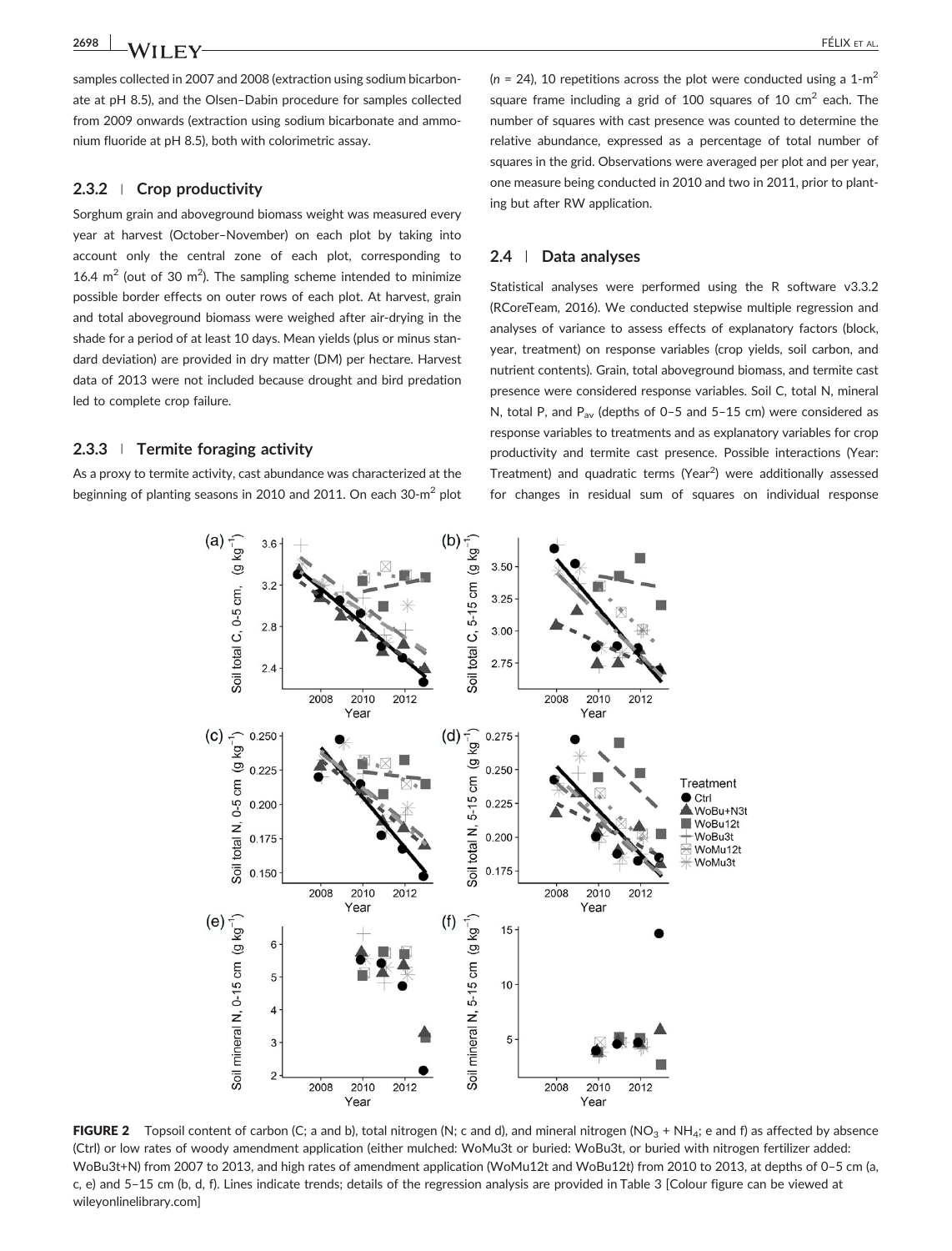samples collected in 2007 and 2008 (extraction using sodium bicarbonate at pH 8.5), and the Olsen–Dabin procedure for samples collected from 2009 onwards (extraction using sodium bicarbonate and ammonium fluoride at pH 8.5), both with colorimetric assay.

### 2.3.2 | Crop productivity

Sorghum grain and aboveground biomass weight was measured every year at harvest (October–November) on each plot by taking into account only the central zone of each plot, corresponding to 16.4 $m^2$ (out of 30 $m^2$). The sampling scheme intended to minimize possible border effects on outer rows of each plot. At harvest, grain and total aboveground biomass were weighed after air-drying in the shade for a period of at least 10 days. Mean yields (plus or minus standard deviation) are provided in dry matter (DM) per hectare. Harvest data of 2013 were not included because drought and bird predation led to complete crop failure.

### 2.3.3 | Termite foraging activity

As a proxy to termite activity, cast abundance was characterized at the beginning of planting seasons in 2010 and 2011. On each 30-$m^2$ plot ($n$ = 24), 10 repetitions across the plot were conducted using a 1-$m^2$ square frame including a grid of 100 squares of 10 $cm^2$ each. The number of squares with cast presence was counted to determine the relative abundance, expressed as a percentage of total number of squares in the grid. Observations were averaged per plot and per year, one measure being conducted in 2010 and two in 2011, prior to planting but after RW application.

## 2.4 | Data analyses

Statistical analyses were performed using the R software v3.3.2 (RCoreTeam, 2016). We conducted stepwise multiple regression and analyses of variance to assess effects of explanatory factors (block, year, treatment) on response variables (crop yields, soil carbon, and nutrient contents). Grain, total aboveground biomass, and termite cast presence were considered response variables. Soil C, total N, mineral N, total P, and $P_{av}$ (depths of 0–5 and 5–15 cm) were considered as response variables to treatments and as explanatory variables for crop productivity and termite cast presence. Possible interactions (Year: Treatment) and quadratic terms ($Year^2$) were additionally assessed for changes in residual sum of squares on individual response

**FIGURE 2** Topsoil content of carbon (C; a and b), total nitrogen (N; c and d), and mineral nitrogen ($NO_3$ + $NH_4$; e and f) as affected by absence (Ctrl) or low rates of woody amendment application (either mulched: WoMu3t or buried: WoBu3t, or buried with nitrogen fertilizer added: WoBu3t+N) from 2007 to 2013, and high rates of amendment application (WoMu12t and WoBu12t) from 2010 to 2013, at depths of 0–5 cm (a, c, e) and 5–15 cm (b, d, f). Lines indicate trends; details of the regression analysis are provided in Table 3 [Colour figure can be viewed at wileyonlinelibrary.com]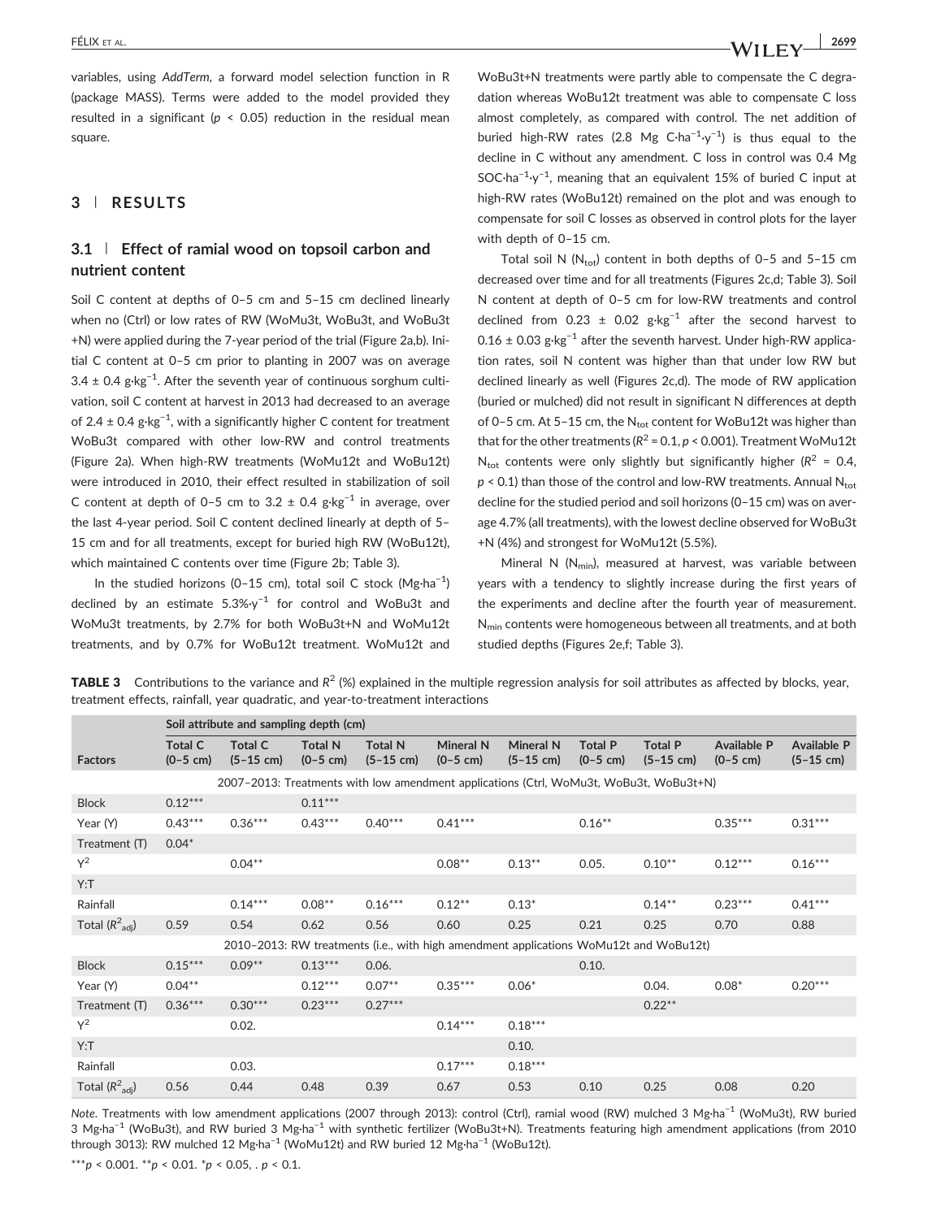variables, using *AddTerm*, a forward model selection function in R (package MASS). Terms were added to the model provided they resulted in a significant ($p$ < 0.05) reduction in the residual mean square.

## 3 | RESULTS

### 3.1 | Effect of ramial wood on topsoil carbon and nutrient content

Soil C content at depths of 0–5 cm and 5–15 cm declined linearly when no (Ctrl) or low rates of RW (WoMu3t, WoBu3t, and WoBu3t +N) were applied during the 7-year period of the trial (Figure 2a,b). Initial C content at 0–5 cm prior to planting in 2007 was on average 3.4 ± 0.4 g·kg$^{-1}$. After the seventh year of continuous sorghum cultivation, soil C content at harvest in 2013 had decreased to an average of 2.4 ± 0.4 g·kg$^{-1}$, with a significantly higher C content for treatment WoBu3t compared with other low-RW and control treatments (Figure 2a). When high-RW treatments (WoMu12t and WoBu12t) were introduced in 2010, their effect resulted in stabilization of soil C content at depth of 0–5 cm to 3.2 ± 0.4 g·kg$^{-1}$ in average, over the last 4-year period. Soil C content declined linearly at depth of 5–15 cm and for all treatments, except for buried high RW (WoBu12t), which maintained C contents over time (Figure 2b; Table 3).

In the studied horizons (0–15 cm), total soil C stock (Mg·ha$^{-1}$) declined by an estimate 5.3%·y$^{-1}$ for control and WoBu3t and WoMu3t treatments, by 2.7% for both WoBu3t+N and WoMu12t treatments, and by 0.7% for WoBu12t treatment. WoMu12t and WoBu3t+N treatments were partly able to compensate the C degradation whereas WoBu12t treatment was able to compensate C loss almost completely, as compared with control. The net addition of buried high-RW rates (2.8 Mg C·ha$^{-1}$·y$^{-1}$) is thus equal to the decline in C without any amendment. C loss in control was 0.4 Mg SOC·ha$^{-1}$·y$^{-1}$, meaning that an equivalent 15% of buried C input at high-RW rates (WoBu12t) remained on the plot and was enough to compensate for soil C losses as observed in control plots for the layer with depth of 0–15 cm.

Total soil N ($N_{tot}$) content in both depths of 0–5 and 5–15 cm decreased over time and for all treatments (Figures 2c,d; Table 3). Soil N content at depth of 0–5 cm for low-RW treatments and control declined from 0.23 ± 0.02 g·kg$^{-1}$ after the second harvest to 0.16 ± 0.03 g·kg$^{-1}$ after the seventh harvest. Under high-RW application rates, soil N content was higher than that under low RW but declined linearly as well (Figures 2c,d). The mode of RW application (buried or mulched) did not result in significant N differences at depth of 0–5 cm. At 5–15 cm, the $N_{tot}$ content for WoBu12t was higher than that for the other treatments ($R^2$ = 0.1, $p$ < 0.001). Treatment WoMu12t $N_{tot}$ contents were only slightly but significantly higher ($R^2$ = 0.4, $p$ < 0.1) than those of the control and low-RW treatments. Annual $N_{tot}$ decline for the studied period and soil horizons (0–15 cm) was on average 4.7% (all treatments), with the lowest decline observed for WoBu3t +N (4%) and strongest for WoMu12t (5.5%).

Mineral N ($N_{min}$), measured at harvest, was variable between years with a tendency to slightly increase during the first years of the experiments and decline after the fourth year of measurement. $N_{min}$ contents were homogeneous between all treatments, and at both studied depths (Figures 2e,f; Table 3).

**TABLE 3** Contributions to the variance and $R^2$ (%) explained in the multiple regression analysis for soil attributes as affected by blocks, year, treatment effects, rainfall, year quadratic, and year-to-treatment interactions

| | Soil attribute and sampling depth (cm) | | | | | | | | | |
|---|---|---|---|---|---|---|---|---|---|---|
| Factors | Total C (0–5 cm) | Total C (5–15 cm) | Total N (0–5 cm) | Total N (5–15 cm) | Mineral N (0–5 cm) | Mineral N (5–15 cm) | Total P (0–5 cm) | Total P (5–15 cm) | Available P (0–5 cm) | Available P (5–15 cm) |
| 2007–2013: Treatments with low amendment applications (Ctrl, WoMu3t, WoBu3t, WoBu3t+N) | | | | | | | | | | |
| Block | 0.12*** | | 0.11*** | | | | | | | |
| Year (Y) | 0.43*** | 0.36*** | 0.43*** | 0.40*** | 0.41*** | | 0.16** | | 0.35*** | 0.31*** |
| Treatment (T) | 0.04* | | | | | | | | | |
| $Y^2$ | | 0.04** | | | 0.08** | 0.13** | 0.05. | 0.10** | 0.12*** | 0.16*** |
| Y:T | | | | | | | | | | |
| Rainfall | | 0.14*** | 0.08** | 0.16*** | 0.12** | 0.13* | | 0.14** | 0.23*** | 0.41*** |
| Total ($R^2_{adj}$) | 0.59 | 0.54 | 0.62 | 0.56 | 0.60 | 0.25 | 0.21 | 0.25 | 0.70 | 0.88 |
| 2010–2013: RW treatments (i.e., with high amendment applications WoMu12t and WoBu12t) | | | | | | | | | | |
| Block | 0.15*** | 0.09** | 0.13*** | 0.06. | | | 0.10. | | | |
| Year (Y) | 0.04** | | 0.12*** | 0.07** | 0.35*** | 0.06* | | 0.04. | 0.08* | 0.20*** |
| Treatment (T) | 0.36*** | 0.30*** | 0.23*** | 0.27*** | | | | 0.22** | | |
| $Y^2$ | | 0.02. | | | 0.14*** | 0.18*** | | | | |
| Y:T | | | | | | 0.10. | | | | |
| Rainfall | | 0.03. | | | 0.17*** | 0.18*** | | | | |
| Total ($R^2_{adj}$) | 0.56 | 0.44 | 0.48 | 0.39 | 0.67 | 0.53 | 0.10 | 0.25 | 0.08 | 0.20 |

*Note*. Treatments with low amendment applications (2007 through 2013): control (Ctrl), ramial wood (RW) mulched 3 Mg·ha$^{-1}$ (WoMu3t), RW buried 3 Mg·ha$^{-1}$ (WoBu3t), and RW buried 3 Mg·ha$^{-1}$ with synthetic fertilizer (WoBu3t+N). Treatments featuring high amendment applications (from 2010 through 3013): RW mulched 12 Mg·ha$^{-1}$ (WoMu12t) and RW buried 12 Mg·ha$^{-1}$ (WoBu12t).

***$p$ < 0.001. **$p$ < 0.01. *$p$ < 0.05, . $p$ < 0.1.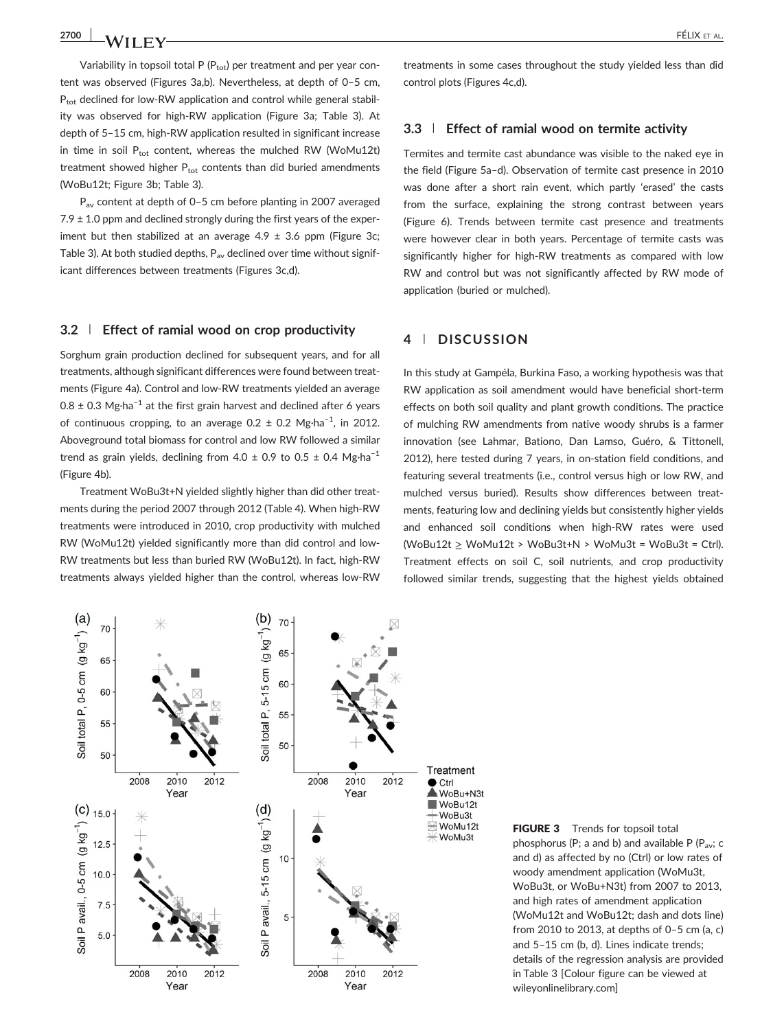Variability in topsoil total P ($P_{tot}$) per treatment and per year content was observed (Figures 3a,b). Nevertheless, at depth of 0–5 cm, $P_{tot}$ declined for low-RW application and control while general stability was observed for high-RW application (Figure 3a; Table 3). At depth of 5–15 cm, high-RW application resulted in significant increase in time in soil $P_{tot}$ content, whereas the mulched RW (WoMu12t) treatment showed higher $P_{tot}$ contents than did buried amendments (WoBu12t; Figure 3b; Table 3).

$P_{av}$ content at depth of 0–5 cm before planting in 2007 averaged 7.9 ± 1.0 ppm and declined strongly during the first years of the experiment but then stabilized at an average 4.9 ± 3.6 ppm (Figure 3c; Table 3). At both studied depths, $P_{av}$ declined over time without significant differences between treatments (Figures 3c,d).

### 3.2 | Effect of ramial wood on crop productivity

Sorghum grain production declined for subsequent years, and for all treatments, although significant differences were found between treatments (Figure 4a). Control and low-RW treatments yielded an average 0.8 ± 0.3 $Mg{\cdot}ha^{-1}$ at the first grain harvest and declined after 6 years of continuous cropping, to an average 0.2 ± 0.2 $Mg{\cdot}ha^{-1}$, in 2012. Aboveground total biomass for control and low RW followed a similar trend as grain yields, declining from 4.0 ± 0.9 to 0.5 ± 0.4 $Mg{\cdot}ha^{-1}$ (Figure 4b).

Treatment WoBu3t+N yielded slightly higher than did other treatments during the period 2007 through 2012 (Table 4). When high-RW treatments were introduced in 2010, crop productivity with mulched RW (WoMu12t) yielded significantly more than did control and low-RW treatments but less than buried RW (WoBu12t). In fact, high-RW treatments always yielded higher than the control, whereas low-RW treatments in some cases throughout the study yielded less than did control plots (Figures 4c,d).

### 3.3 | Effect of ramial wood on termite activity

Termites and termite cast abundance was visible to the naked eye in the field (Figure 5a–d). Observation of termite cast presence in 2010 was done after a short rain event, which partly 'erased' the casts from the surface, explaining the strong contrast between years (Figure 6). Trends between termite cast presence and treatments were however clear in both years. Percentage of termite casts was significantly higher for high-RW treatments as compared with low RW and control but was not significantly affected by RW mode of application (buried or mulched).

## 4 | DISCUSSION

In this study at Gampéla, Burkina Faso, a working hypothesis was that RW application as soil amendment would have beneficial short-term effects on both soil quality and plant growth conditions. The practice of mulching RW amendments from native woody shrubs is a farmer innovation (see Lahmar, Bationo, Dan Lamso, Guéro, & Tittonell, 2012), here tested during 7 years, in on-station field conditions, and featuring several treatments (i.e., control versus high or low RW, and mulched versus buried). Results show differences between treatments, featuring low and declining yields but consistently higher yields and enhanced soil conditions when high-RW rates were used (WoBu12t ≥ WoMu12t > WoBu3t+N > WoMu3t = WoBu3t = Ctrl). Treatment effects on soil C, soil nutrients, and crop productivity followed similar trends, suggesting that the highest yields obtained

**FIGURE 3** Trends for topsoil total phosphorus (P; a and b) and available P ($P_{av}$; c and d) as affected by no (Ctrl) or low rates of woody amendment application (WoMu3t, WoBu3t, or WoBu+N3t) from 2007 to 2013, and high rates of amendment application (WoMu12t and WoBu12t; dash and dots line) from 2010 to 2013, at depths of 0–5 cm (a, c) and 5–15 cm (b, d). Lines indicate trends; details of the regression analysis are provided in Table 3 [Colour figure can be viewed at wileyonlinelibrary.com]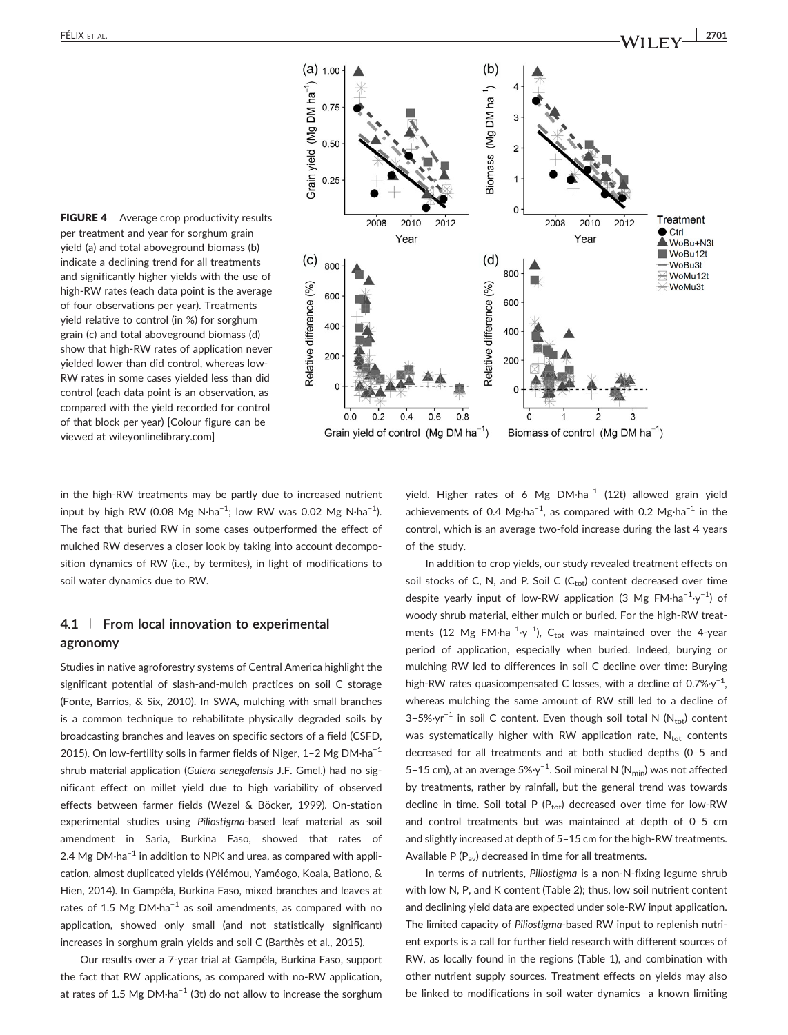FIGURE 4 Average crop productivity results per treatment and year for sorghum grain yield (a) and total aboveground biomass (b) indicate a declining trend for all treatments and significantly higher yields with the use of high-RW rates (each data point is the average of four observations per year). Treatments yield relative to control (in %) for sorghum grain (c) and total aboveground biomass (d) show that high-RW rates of application never yielded lower than did control, whereas low-RW rates in some cases yielded less than did control (each data point is an observation, as compared with the yield recorded for control of that block per year) [Colour figure can be viewed at wileyonlinelibrary.com]

in the high-RW treatments may be partly due to increased nutrient input by high RW (0.08 Mg N·ha$^{-1}$; low RW was 0.02 Mg N·ha$^{-1}$). The fact that buried RW in some cases outperformed the effect of mulched RW deserves a closer look by taking into account decomposition dynamics of RW (i.e., by termites), in light of modifications to soil water dynamics due to RW.

## 4.1 | From local innovation to experimental agronomy

Studies in native agroforestry systems of Central America highlight the significant potential of slash-and-mulch practices on soil C storage (Fonte, Barrios, & Six, 2010). In SWA, mulching with small branches is a common technique to rehabilitate physically degraded soils by broadcasting branches and leaves on specific sectors of a field (CSFD, 2015). On low-fertility soils in farmer fields of Niger, 1–2 Mg DM·ha$^{-1}$ shrub material application (*Guiera senegalensis* J.F. Gmel.) had no significant effect on millet yield due to high variability of observed effects between farmer fields (Wezel & Böcker, 1999). On-station experimental studies using *Piliostigma*-based leaf material as soil amendment in Saria, Burkina Faso, showed that rates of 2.4 Mg DM·ha$^{-1}$ in addition to NPK and urea, as compared with application, almost duplicated yields (Yélémou, Yaméogo, Koala, Bationo, & Hien, 2014). In Gampéla, Burkina Faso, mixed branches and leaves at rates of 1.5 Mg DM·ha$^{-1}$ as soil amendments, as compared with no application, showed only small (and not statistically significant) increases in sorghum grain yields and soil C (Barthès et al., 2015).

Our results over a 7-year trial at Gampéla, Burkina Faso, support the fact that RW applications, as compared with no-RW application, at rates of 1.5 Mg DM·ha$^{-1}$ (3t) do not allow to increase the sorghum yield. Higher rates of 6 Mg DM·ha$^{-1}$ (12t) allowed grain yield achievements of 0.4 Mg·ha$^{-1}$, as compared with 0.2 Mg·ha$^{-1}$ in the control, which is an average two-fold increase during the last 4 years of the study.

In addition to crop yields, our study revealed treatment effects on soil stocks of C, N, and P. Soil C ($C_{tot}$) content decreased over time despite yearly input of low-RW application (3 Mg FM·ha$^{-1}$·y$^{-1}$) of woody shrub material, either mulch or buried. For the high-RW treatments (12 Mg FM·ha$^{-1}$·y$^{-1}$), $C_{tot}$ was maintained over the 4-year period of application, especially when buried. Indeed, burying or mulching RW led to differences in soil C decline over time: Burying high-RW rates quasicompensated C losses, with a decline of 0.7%·y$^{-1}$, whereas mulching the same amount of RW still led to a decline of 3–5%·yr$^{-1}$ in soil C content. Even though soil total N ($N_{tot}$) content was systematically higher with RW application rate, $N_{tot}$ contents decreased for all treatments and at both studied depths (0–5 cm and 5–15 cm), at an average 5%·y$^{-1}$. Soil mineral N ($N_{min}$) was not affected by treatments, rather by rainfall, but the general trend was towards decline in time. Soil total P ($P_{tot}$) decreased over time for low-RW and control treatments but was maintained at depth of 0–5 cm and slightly increased at depth of 5–15 cm for the high-RW treatments. Available P ($P_{av}$) decreased in time for all treatments.

In terms of nutrients, *Piliostigma* is a non-N-fixing legume shrub with low N, P, and K content (Table 2); thus, low soil nutrient content and declining yield data are expected under sole-RW input application. The limited capacity of *Piliostigma*-based RW input to replenish nutrient exports is a call for further field research with different sources of RW, as locally found in the regions (Table 1), and combination with other nutrient supply sources. Treatment effects on yields may also be linked to modifications in soil water dynamics—a known limiting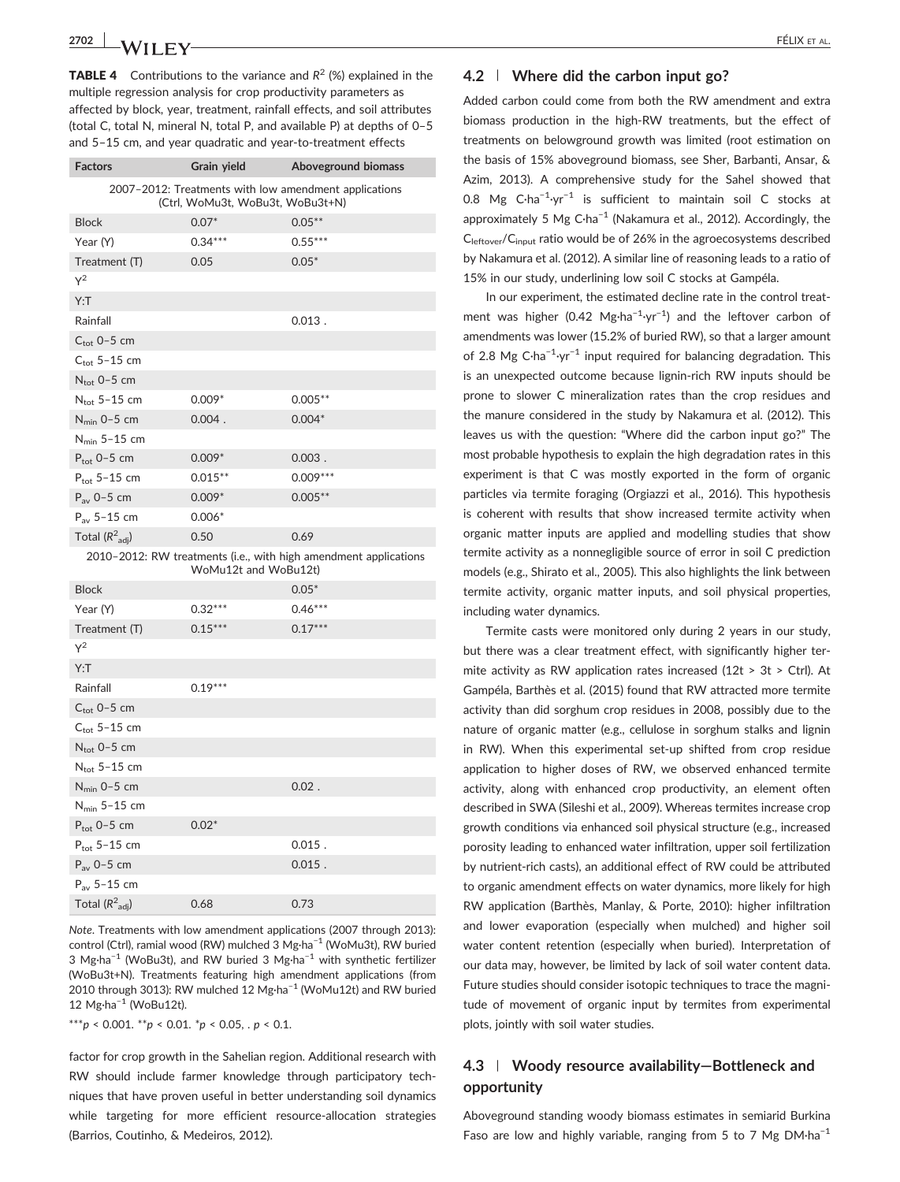**TABLE 4** Contributions to the variance and $R^2$ (%) explained in the multiple regression analysis for crop productivity parameters as affected by block, year, treatment, rainfall effects, and soil attributes (total C, total N, mineral N, total P, and available P) at depths of 0–5 and 5–15 cm, and year quadratic and year-to-treatment effects

| Factors | Grain yield | Aboveground biomass |
|---|---|---|
| 2007–2012: Treatments with low amendment applications (Ctrl, WoMu3t, WoBu3t, WoBu3t+N) | | |
| Block | 0.07* | 0.05** |
| Year (Y) | 0.34*** | 0.55*** |
| Treatment (T) | 0.05 | 0.05* |
| $Y^2$ | | |
| Y:T | | |
| Rainfall | | 0.013 . |
| $C_{tot}$ 0–5 cm | | |
| $C_{tot}$ 5–15 cm | | |
| $N_{tot}$ 0–5 cm | | |
| $N_{tot}$ 5–15 cm | 0.009* | 0.005** |
| $N_{min}$ 0–5 cm | 0.004 . | 0.004* |
| $N_{min}$ 5–15 cm | | |
| $P_{tot}$ 0–5 cm | 0.009* | 0.003 . |
| $P_{tot}$ 5–15 cm | 0.015** | 0.009*** |
| $P_{av}$ 0–5 cm | 0.009* | 0.005** |
| $P_{av}$ 5–15 cm | 0.006* | |
| Total ($R^2_{adj}$) | 0.50 | 0.69 |
| 2010–2012: RW treatments (i.e., with high amendment applications WoMu12t and WoBu12t) | | |
| Block | | 0.05* |
| Year (Y) | 0.32*** | 0.46*** |
| Treatment (T) | 0.15*** | 0.17*** |
| $Y^2$ | | |
| Y:T | | |
| Rainfall | 0.19*** | |
| $C_{tot}$ 0–5 cm | | |
| $C_{tot}$ 5–15 cm | | |
| $N_{tot}$ 0–5 cm | | |
| $N_{tot}$ 5–15 cm | | |
| $N_{min}$ 0–5 cm | | 0.02 . |
| $N_{min}$ 5–15 cm | | |
| $P_{tot}$ 0–5 cm | 0.02* | |
| $P_{tot}$ 5–15 cm | | 0.015 . |
| $P_{av}$ 0–5 cm | | 0.015 . |
| $P_{av}$ 5–15 cm | | |
| Total ($R^2_{adj}$) | 0.68 | 0.73 |

*Note*. Treatments with low amendment applications (2007 through 2013): control (Ctrl), ramial wood (RW) mulched 3 $Mg{\cdot}ha^{-1}$ (WoMu3t), RW buried 3 $Mg{\cdot}ha^{-1}$ (WoBu3t), and RW buried 3 $Mg{\cdot}ha^{-1}$ with synthetic fertilizer (WoBu3t+N). Treatments featuring high amendment applications (from 2010 through 3013): RW mulched 12 $Mg{\cdot}ha^{-1}$ (WoMu12t) and RW buried 12 $Mg{\cdot}ha^{-1}$ (WoBu12t).

***$p < 0.001$. **$p < 0.01$. *$p < 0.05$, . $p < 0.1$.

factor for crop growth in the Sahelian region. Additional research with RW should include farmer knowledge through participatory techniques that have proven useful in better understanding soil dynamics while targeting for more efficient resource-allocation strategies (Barrios, Coutinho, & Medeiros, 2012).

### 4.2 | Where did the carbon input go?

Added carbon could come from both the RW amendment and extra biomass production in the high-RW treatments, but the effect of treatments on belowground growth was limited (root estimation on the basis of 15% aboveground biomass, see Sher, Barbanti, Ansar, & Azim, 2013). A comprehensive study for the Sahel showed that 0.8 Mg $C{\cdot}ha^{-1}{\cdot}yr^{-1}$ is sufficient to maintain soil C stocks at approximately 5 Mg $C{\cdot}ha^{-1}$ (Nakamura et al., 2012). Accordingly, the $C_{leftover}/C_{input}$ ratio would be of 26% in the agroecosystems described by Nakamura et al. (2012). A similar line of reasoning leads to a ratio of 15% in our study, underlining low soil C stocks at Gampéla.

In our experiment, the estimated decline rate in the control treatment was higher (0.42 $Mg{\cdot}ha^{-1}{\cdot}yr^{-1}$) and the leftover carbon of amendments was lower (15.2% of buried RW), so that a larger amount of 2.8 Mg $C{\cdot}ha^{-1}{\cdot}yr^{-1}$ input required for balancing degradation. This is an unexpected outcome because lignin-rich RW inputs should be prone to slower C mineralization rates than the crop residues and the manure considered in the study by Nakamura et al. (2012). This leaves us with the question: "Where did the carbon input go?" The most probable hypothesis to explain the high degradation rates in this experiment is that C was mostly exported in the form of organic particles via termite foraging (Orgiazzi et al., 2016). This hypothesis is coherent with results that show increased termite activity when organic matter inputs are applied and modelling studies that show termite activity as a nonnegligible source of error in soil C prediction models (e.g., Shirato et al., 2005). This also highlights the link between termite activity, organic matter inputs, and soil physical properties, including water dynamics.

Termite casts were monitored only during 2 years in our study, but there was a clear treatment effect, with significantly higher termite activity as RW application rates increased (12t > 3t > Ctrl). At Gampéla, Barthès et al. (2015) found that RW attracted more termite activity than did sorghum crop residues in 2008, possibly due to the nature of organic matter (e.g., cellulose in sorghum stalks and lignin in RW). When this experimental set-up shifted from crop residue application to higher doses of RW, we observed enhanced termite activity, along with enhanced crop productivity, an element often described in SWA (Sileshi et al., 2009). Whereas termites increase crop growth conditions via enhanced soil physical structure (e.g., increased porosity leading to enhanced water infiltration, upper soil fertilization by nutrient-rich casts), an additional effect of RW could be attributed to organic amendment effects on water dynamics, more likely for high RW application (Barthès, Manlay, & Porte, 2010): higher infiltration and lower evaporation (especially when mulched) and higher soil water content retention (especially when buried). Interpretation of our data may, however, be limited by lack of soil water content data. Future studies should consider isotopic techniques to trace the magnitude of movement of organic input by termites from experimental plots, jointly with soil water studies.

### 4.3 | Woody resource availability—Bottleneck and opportunity

Aboveground standing woody biomass estimates in semiarid Burkina Faso are low and highly variable, ranging from 5 to 7 Mg $DM{\cdot}ha^{-1}$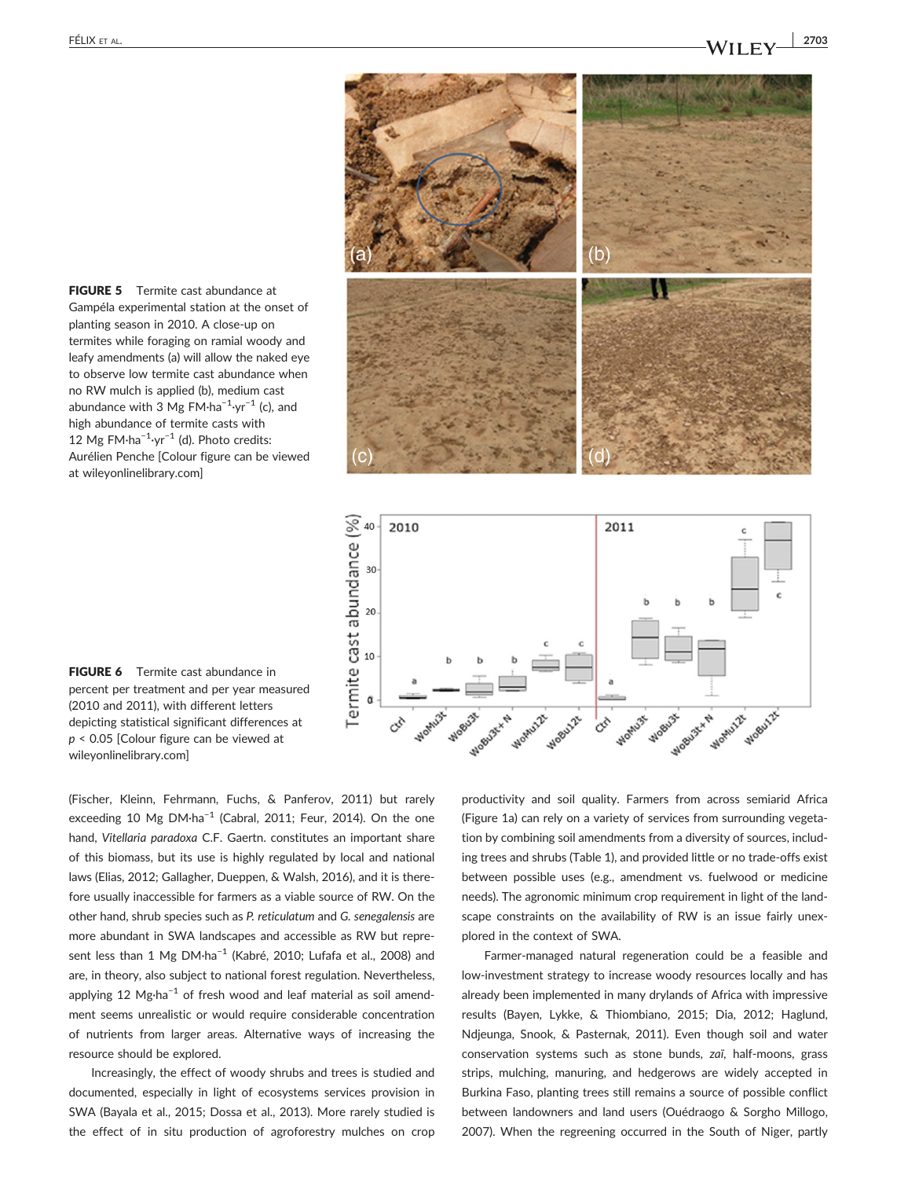FIGURE 5 Termite cast abundance at Gampéla experimental station at the onset of planting season in 2010. A close-up on termites while foraging on ramial woody and leafy amendments (a) will allow the naked eye to observe low termite cast abundance when no RW mulch is applied (b), medium cast abundance with 3 Mg FM·ha$^{-1}$·yr$^{-1}$ (c), and high abundance of termite casts with 12 Mg FM·ha$^{-1}$·yr$^{-1}$ (d). Photo credits: Aurélien Penche [Colour figure can be viewed at wileyonlinelibrary.com]

FIGURE 6 Termite cast abundance in percent per treatment and per year measured (2010 and 2011), with different letters depicting statistical significant differences at $p < 0.05$ [Colour figure can be viewed at wileyonlinelibrary.com]

(Fischer, Kleinn, Fehrmann, Fuchs, & Panferov, 2011) but rarely exceeding 10 Mg DM·ha$^{-1}$ (Cabral, 2011; Feur, 2014). On the one hand, *Vitellaria paradoxa* C.F. Gaertn. constitutes an important share of this biomass, but its use is highly regulated by local and national laws (Elias, 2012; Gallagher, Dueppen, & Walsh, 2016), and it is therefore usually inaccessible for farmers as a viable source of RW. On the other hand, shrub species such as *P. reticulatum* and *G. senegalensis* are more abundant in SWA landscapes and accessible as RW but represent less than 1 Mg DM·ha$^{-1}$ (Kabré, 2010; Lufafa et al., 2008) and are, in theory, also subject to national forest regulation. Nevertheless, applying 12 Mg·ha$^{-1}$ of fresh wood and leaf material as soil amendment seems unrealistic or would require considerable concentration of nutrients from larger areas. Alternative ways of increasing the resource should be explored.

Increasingly, the effect of woody shrubs and trees is studied and documented, especially in light of ecosystems services provision in SWA (Bayala et al., 2015; Dossa et al., 2013). More rarely studied is the effect of in situ production of agroforestry mulches on crop productivity and soil quality. Farmers from across semiarid Africa (Figure 1a) can rely on a variety of services from surrounding vegetation by combining soil amendments from a diversity of sources, including trees and shrubs (Table 1), and provided little or no trade-offs exist between possible uses (e.g., amendment vs. fuelwood or medicine needs). The agronomic minimum crop requirement in light of the landscape constraints on the availability of RW is an issue fairly unexplored in the context of SWA.

Farmer-managed natural regeneration could be a feasible and low-investment strategy to increase woody resources locally and has already been implemented in many drylands of Africa with impressive results (Bayen, Lykke, & Thiombiano, 2015; Dia, 2012; Haglund, Ndjeunga, Snook, & Pasternak, 2011). Even though soil and water conservation systems such as stone bunds, *zaï*, half-moons, grass strips, mulching, manuring, and hedgerows are widely accepted in Burkina Faso, planting trees still remains a source of possible conflict between landowners and land users (Ouédraogo & Sorgho Millogo, 2007). When the regreening occurred in the South of Niger, partly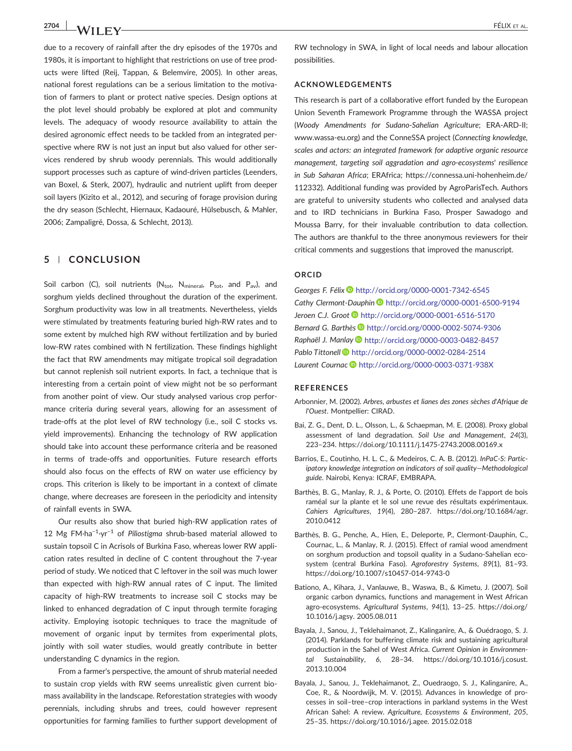due to a recovery of rainfall after the dry episodes of the 1970s and 1980s, it is important to highlight that restrictions on use of tree products were lifted (Reij, Tappan, & Belemvire, 2005). In other areas, national forest regulations can be a serious limitation to the motivation of farmers to plant or protect native species. Design options at the plot level should probably be explored at plot and community levels. The adequacy of woody resource availability to attain the desired agronomic effect needs to be tackled from an integrated perspective where RW is not just an input but also valued for other services rendered by shrub woody perennials. This would additionally support processes such as capture of wind-driven particles (Leenders, van Boxel, & Sterk, 2007), hydraulic and nutrient uplift from deeper soil layers (Kizito et al., 2012), and securing of forage provision during the dry season (Schlecht, Hiernaux, Kadaouré, Hülsebusch, & Mahler, 2006; Zampaligré, Dossa, & Schlecht, 2013).

## 5 | CONCLUSION

Soil carbon (C), soil nutrients ($N_{tot}$, $N_{mineral}$, $P_{tot}$, and $P_{av}$), and sorghum yields declined throughout the duration of the experiment. Sorghum productivity was low in all treatments. Nevertheless, yields were stimulated by treatments featuring buried high-RW rates and to some extent by mulched high RW without fertilization and by buried low-RW rates combined with N fertilization. These findings highlight the fact that RW amendments may mitigate tropical soil degradation but cannot replenish soil nutrient exports. In fact, a technique that is interesting from a certain point of view might not be so performant from another point of view. Our study analysed various crop performance criteria during several years, allowing for an assessment of trade-offs at the plot level of RW technology (i.e., soil C stocks vs. yield improvements). Enhancing the technology of RW application should take into account these performance criteria and be reasoned in terms of trade-offs and opportunities. Future research efforts should also focus on the effects of RW on water use efficiency by crops. This criterion is likely to be important in a context of climate change, where decreases are foreseen in the periodicity and intensity of rainfall events in SWA.

Our results also show that buried high-RW application rates of 12 Mg FM·ha$^{-1}$·yr$^{-1}$ of *Piliostigma* shrub-based material allowed to sustain topsoil C in Acrisols of Burkina Faso, whereas lower RW application rates resulted in decline of C content throughout the 7-year period of study. We noticed that C leftover in the soil was much lower than expected with high-RW annual rates of C input. The limited capacity of high-RW treatments to increase soil C stocks may be linked to enhanced degradation of C input through termite foraging activity. Employing isotopic techniques to trace the magnitude of movement of organic input by termites from experimental plots, jointly with soil water studies, would greatly contribute in better understanding C dynamics in the region.

From a farmer's perspective, the amount of shrub material needed to sustain crop yields with RW seems unrealistic given current biomass availability in the landscape. Reforestation strategies with woody perennials, including shrubs and trees, could however represent opportunities for farming families to further support development of RW technology in SWA, in light of local needs and labour allocation possibilities.

### ACKNOWLEDGEMENTS

This research is part of a collaborative effort funded by the European Union Seventh Framework Programme through the WASSA project (*Woody Amendments for Sudano-Sahelian Agriculture*; ERA-ARD-II; www.wassa-eu.org) and the ConneSSA project (*Connecting knowledge, scales and actors: an integrated framework for adaptive organic resource management, targeting soil aggradation and agro-ecosystems' resilience in Sub Saharan Africa*; ERAfrica; https://connessa.uni-hohenheim.de/112332). Additional funding was provided by AgroParisTech. Authors are grateful to university students who collected and analysed data and to IRD technicians in Burkina Faso, Prosper Sawadogo and Moussa Barry, for their invaluable contribution to data collection. The authors are thankful to the three anonymous reviewers for their critical comments and suggestions that improved the manuscript.

### ORCID

*Georges F. Félix* http://orcid.org/0000-0001-7342-6545
*Cathy Clermont-Dauphin* http://orcid.org/0000-0001-6500-9194
*Jeroen C.J. Groot* http://orcid.org/0000-0001-6516-5170
*Bernard G. Barthès* http://orcid.org/0000-0002-5074-9306
*Raphaël J. Manlay* http://orcid.org/0000-0003-0482-8457
*Pablo Tittonell* http://orcid.org/0000-0002-0284-2514
*Laurent Cournac* http://orcid.org/0000-0003-0371-938X

### REFERENCES

Arbonnier, M. (2002). *Arbres, arbustes et lianes des zones sèches d'Afrique de l'Ouest*. Montpellier: CIRAD.

Bai, Z. G., Dent, D. L., Olsson, L., & Schaepman, M. E. (2008). Proxy global assessment of land degradation. *Soil Use and Management*, *24*(3), 223–234. https://doi.org/10.1111/j.1475-2743.2008.00169.x

Barrios, E., Coutinho, H. L. C., & Medeiros, C. A. B. (2012). *InPaC-S: Participatory knowledge integration on indicators of soil quality—Methodological guide*. Nairobi, Kenya: ICRAF, EMBRAPA.

Barthès, B. G., Manlay, R. J., & Porte, O. (2010). Effets de l'apport de bois raméal sur la plante et le sol une revue des résultats expérimentaux. *Cahiers Agricultures*, *19*(4), 280–287. https://doi.org/10.1684/agr.2010.0412

Barthès, B. G., Penche, A., Hien, E., Deleporte, P., Clermont-Dauphin, C., Cournac, L., & Manlay, R. J. (2015). Effect of ramial wood amendment on sorghum production and topsoil quality in a Sudano-Sahelian ecosystem (central Burkina Faso). *Agroforestry Systems*, *89*(1), 81–93. https://doi.org/10.1007/s10457-014-9743-0

Bationo, A., Kihara, J., Vanlauwe, B., Waswa, B., & Kimetu, J. (2007). Soil organic carbon dynamics, functions and management in West African agro-ecosystems. *Agricultural Systems*, *94*(1), 13–25. https://doi.org/10.1016/j.agsy.2005.08.011

Bayala, J., Sanou, J., Teklehaimanot, Z., Kalinganire, A., & Ouédraogo, S. J. (2014). Parklands for buffering climate risk and sustaining agricultural production in the Sahel of West Africa. *Current Opinion in Environmental Sustainability*, *6*, 28–34. https://doi.org/10.1016/j.cosust.2013.10.004

Bayala, J., Sanou, J., Teklehaimanot, Z., Ouedraogo, S. J., Kalinganire, A., Coe, R., & Noordwijk, M. V. (2015). Advances in knowledge of processes in soil–tree–crop interactions in parkland systems in the West African Sahel: A review. *Agriculture, Ecosystems & Environment*, *205*, 25–35. https://doi.org/10.1016/j.agee.2015.02.018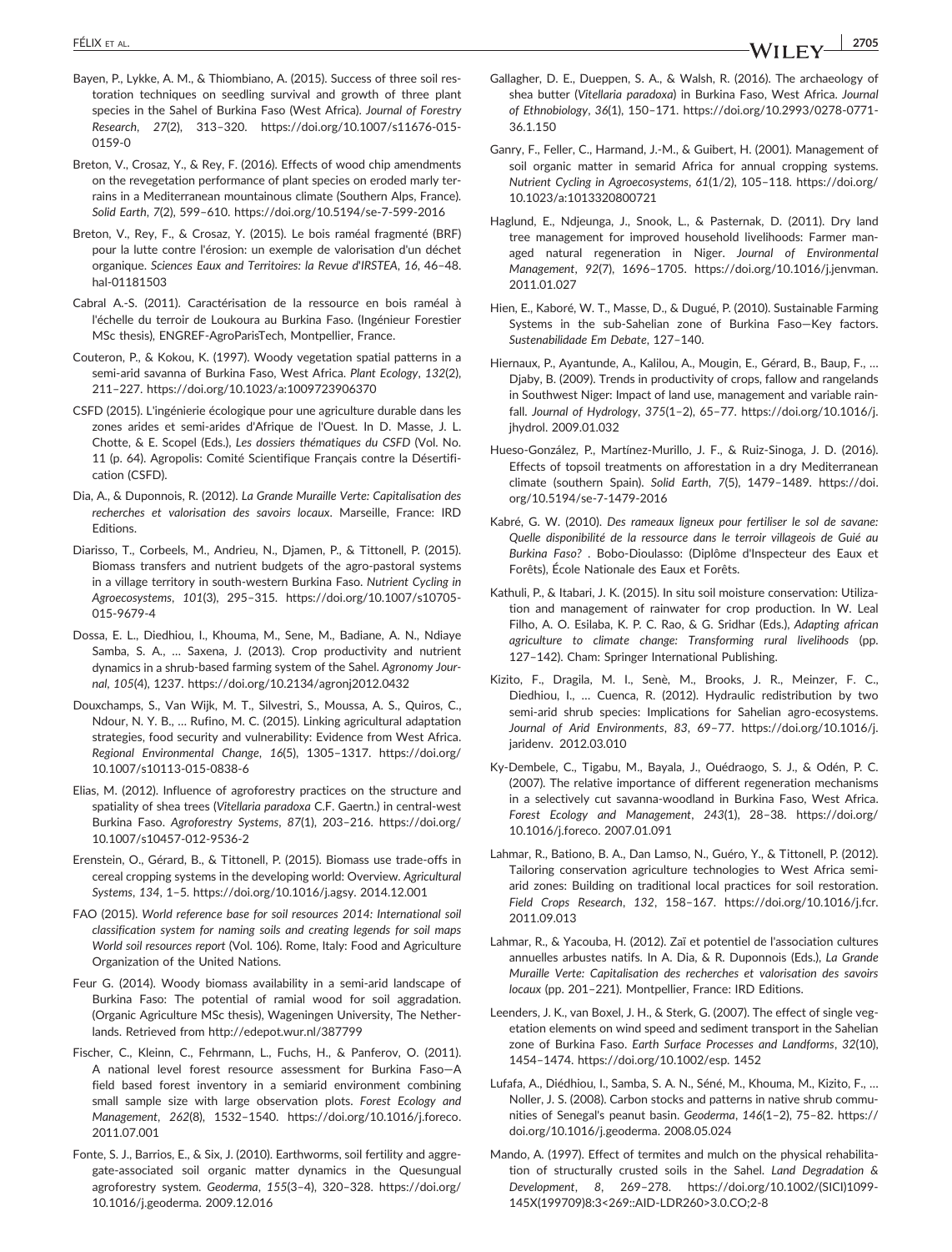Bayen, P., Lykke, A. M., & Thiombiano, A. (2015). Success of three soil restoration techniques on seedling survival and growth of three plant species in the Sahel of Burkina Faso (West Africa). *Journal of Forestry Research*, *27*(2), 313–320. https://doi.org/10.1007/s11676-015-0159-0

Breton, V., Crosaz, Y., & Rey, F. (2016). Effects of wood chip amendments on the revegetation performance of plant species on eroded marly terrains in a Mediterranean mountainous climate (Southern Alps, France). *Solid Earth*, *7*(2), 599–610. https://doi.org/10.5194/se-7-599-2016

Breton, V., Rey, F., & Crosaz, Y. (2015). Le bois raméal fragmenté (BRF) pour la lutte contre l'érosion: un exemple de valorisation d'un déchet organique. *Sciences Eaux and Territoires: la Revue d'IRSTEA*, *16*, 46–48. hal-01181503

Cabral A.-S. (2011). Caractérisation de la ressource en bois raméal à l'échelle du terroir de Loukoura au Burkina Faso. (Ingénieur Forestier MSc thesis), ENGREF-AgroParisTech, Montpellier, France.

Couteron, P., & Kokou, K. (1997). Woody vegetation spatial patterns in a semi-arid savanna of Burkina Faso, West Africa. *Plant Ecology*, *132*(2), 211–227. https://doi.org/10.1023/a:1009723906370

CSFD (2015). L'ingénierie écologique pour une agriculture durable dans les zones arides et semi-arides d'Afrique de l'Ouest. In D. Masse, J. L. Chotte, & E. Scopel (Eds.), *Les dossiers thématiques du CSFD* (Vol. No. 11 (p. 64). Agropolis: Comité Scientifique Français contre la Désertification (CSFD).

Dia, A., & Duponnois, R. (2012). *La Grande Muraille Verte: Capitalisation des recherches et valorisation des savoirs locaux*. Marseille, France: IRD Editions.

Diarisso, T., Corbeels, M., Andrieu, N., Djamen, P., & Tittonell, P. (2015). Biomass transfers and nutrient budgets of the agro-pastoral systems in a village territory in south-western Burkina Faso. *Nutrient Cycling in Agroecosystems*, *101*(3), 295–315. https://doi.org/10.1007/s10705-015-9679-4

Dossa, E. L., Diedhiou, I., Khouma, M., Sene, M., Badiane, A. N., Ndiaye Samba, S. A., … Saxena, J. (2013). Crop productivity and nutrient dynamics in a shrub-based farming system of the Sahel. *Agronomy Journal*, *105*(4), 1237. https://doi.org/10.2134/agronj2012.0432

Douxchamps, S., Van Wijk, M. T., Silvestri, S., Moussa, A. S., Quiros, C., Ndour, N. Y. B., … Rufino, M. C. (2015). Linking agricultural adaptation strategies, food security and vulnerability: Evidence from West Africa. *Regional Environmental Change*, *16*(5), 1305–1317. https://doi.org/10.1007/s10113-015-0838-6

Elias, M. (2012). Influence of agroforestry practices on the structure and spatiality of shea trees (*Vitellaria paradoxa* C.F. Gaertn.) in central-west Burkina Faso. *Agroforestry Systems*, *87*(1), 203–216. https://doi.org/10.1007/s10457-012-9536-2

Erenstein, O., Gérard, B., & Tittonell, P. (2015). Biomass use trade-offs in cereal cropping systems in the developing world: Overview. *Agricultural Systems*, *134*, 1–5. https://doi.org/10.1016/j.agsy. 2014.12.001

FAO (2015). *World reference base for soil resources 2014: International soil classification system for naming soils and creating legends for soil maps World soil resources report* (Vol. 106). Rome, Italy: Food and Agriculture Organization of the United Nations.

Feur G. (2014). Woody biomass availability in a semi-arid landscape of Burkina Faso: The potential of ramial wood for soil aggradation. (Organic Agriculture MSc thesis), Wageningen University, The Netherlands. Retrieved from http://edepot.wur.nl/387799

Fischer, C., Kleinn, C., Fehrmann, L., Fuchs, H., & Panferov, O. (2011). A national level forest resource assessment for Burkina Faso—A field based forest inventory in a semiarid environment combining small sample size with large observation plots. *Forest Ecology and Management*, *262*(8), 1532–1540. https://doi.org/10.1016/j.foreco. 2011.07.001

Fonte, S. J., Barrios, E., & Six, J. (2010). Earthworms, soil fertility and aggregate-associated soil organic matter dynamics in the Quesungual agroforestry system. *Geoderma*, *155*(3–4), 320–328. https://doi.org/10.1016/j.geoderma. 2009.12.016

Gallagher, D. E., Dueppen, S. A., & Walsh, R. (2016). The archaeology of shea butter (*Vitellaria paradoxa*) in Burkina Faso, West Africa. *Journal of Ethnobiology*, *36*(1), 150–171. https://doi.org/10.2993/0278-0771-36.1.150

Ganry, F., Feller, C., Harmand, J.-M., & Guibert, H. (2001). Management of soil organic matter in semarid Africa for annual cropping systems. *Nutrient Cycling in Agroecosystems*, *61*(1/2), 105–118. https://doi.org/10.1023/a:1013320800721

Haglund, E., Ndjeunga, J., Snook, L., & Pasternak, D. (2011). Dry land tree management for improved household livelihoods: Farmer managed natural regeneration in Niger. *Journal of Environmental Management*, *92*(7), 1696–1705. https://doi.org/10.1016/j.jenvman. 2011.01.027

Hien, E., Kaboré, W. T., Masse, D., & Dugué, P. (2010). Sustainable Farming Systems in the sub-Sahelian zone of Burkina Faso—Key factors. *Sustenabilidade Em Debate*, 127–140.

Hiernaux, P., Ayantunde, A., Kalilou, A., Mougin, E., Gérard, B., Baup, F., … Djaby, B. (2009). Trends in productivity of crops, fallow and rangelands in Southwest Niger: Impact of land use, management and variable rainfall. *Journal of Hydrology*, *375*(1–2), 65–77. https://doi.org/10.1016/j.jhydrol. 2009.01.032

Hueso-González, P., Martínez-Murillo, J. F., & Ruiz-Sinoga, J. D. (2016). Effects of topsoil treatments on afforestation in a dry Mediterranean climate (southern Spain). *Solid Earth*, *7*(5), 1479–1489. https://doi.org/10.5194/se-7-1479-2016

Kabré, G. W. (2010). *Des rameaux ligneux pour fertiliser le sol de savane: Quelle disponibilité de la ressource dans le terroir villageois de Guié au Burkina Faso?* . Bobo-Dioulasso: (Diplôme d'Inspecteur des Eaux et Forêts), École Nationale des Eaux et Forêts.

Kathuli, P., & Itabari, J. K. (2015). In situ soil moisture conservation: Utilization and management of rainwater for crop production. In W. Leal Filho, A. O. Esilaba, K. P. C. Rao, & G. Sridhar (Eds.), *Adapting african agriculture to climate change: Transforming rural livelihoods* (pp. 127–142). Cham: Springer International Publishing.

Kizito, F., Dragila, M. I., Senè, M., Brooks, J. R., Meinzer, F. C., Diedhiou, I., … Cuenca, R. (2012). Hydraulic redistribution by two semi-arid shrub species: Implications for Sahelian agro-ecosystems. *Journal of Arid Environments*, *83*, 69–77. https://doi.org/10.1016/j.jaridenv. 2012.03.010

Ky-Dembele, C., Tigabu, M., Bayala, J., Ouédraogo, S. J., & Odén, P. C. (2007). The relative importance of different regeneration mechanisms in a selectively cut savanna-woodland in Burkina Faso, West Africa. *Forest Ecology and Management*, *243*(1), 28–38. https://doi.org/10.1016/j.foreco. 2007.01.091

Lahmar, R., Bationo, B. A., Dan Lamso, N., Guéro, Y., & Tittonell, P. (2012). Tailoring conservation agriculture technologies to West Africa semi-arid zones: Building on traditional local practices for soil restoration. *Field Crops Research*, *132*, 158–167. https://doi.org/10.1016/j.fcr. 2011.09.013

Lahmar, R., & Yacouba, H. (2012). Zaï et potentiel de l'association cultures annuelles arbustes natifs. In A. Dia, & R. Duponnois (Eds.), *La Grande Muraille Verte: Capitalisation des recherches et valorisation des savoirs locaux* (pp. 201–221). Montpellier, France: IRD Editions.

Leenders, J. K., van Boxel, J. H., & Sterk, G. (2007). The effect of single vegetation elements on wind speed and sediment transport in the Sahelian zone of Burkina Faso. *Earth Surface Processes and Landforms*, *32*(10), 1454–1474. https://doi.org/10.1002/esp. 1452

Lufafa, A., Diédhiou, I., Samba, S. A. N., Séné, M., Khouma, M., Kizito, F., … Noller, J. S. (2008). Carbon stocks and patterns in native shrub communities of Senegal's peanut basin. *Geoderma*, *146*(1–2), 75–82. https://doi.org/10.1016/j.geoderma. 2008.05.024

Mando, A. (1997). Effect of termites and mulch on the physical rehabilitation of structurally crusted soils in the Sahel. *Land Degradation & Development*, *8*, 269–278. https://doi.org/10.1002/(SICI)1099-145X(199709)8:3<269::AID-LDR260>3.0.CO;2-8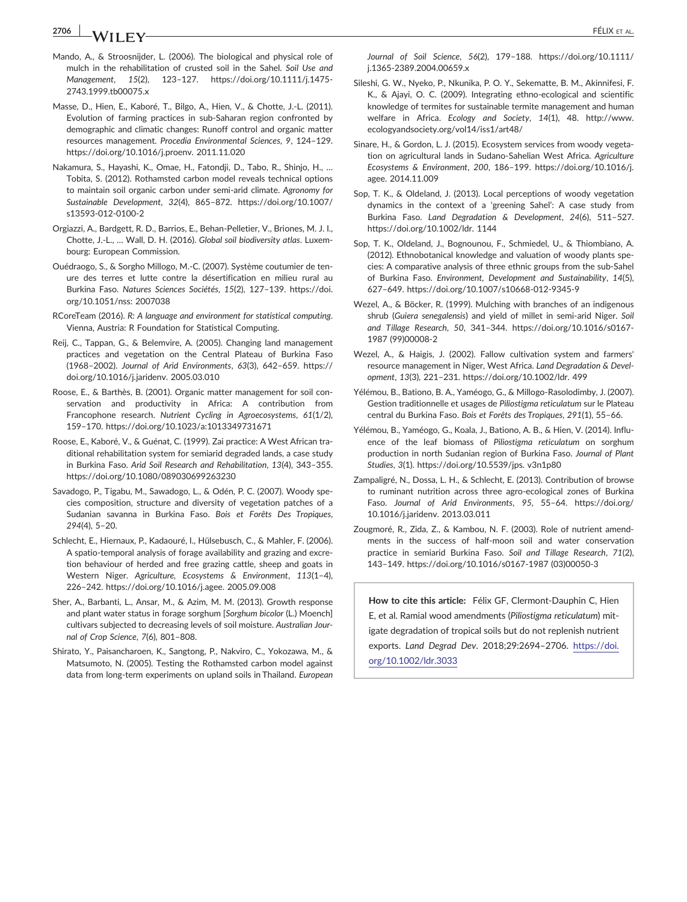Mando, A., & Stroosnijder, L. (2006). The biological and physical role of mulch in the rehabilitation of crusted soil in the Sahel. *Soil Use and Management*, *15*(2), 123–127. https://doi.org/10.1111/j.1475-2743.1999.tb00075.x

Masse, D., Hien, E., Kaboré, T., Bilgo, A., Hien, V., & Chotte, J.-L. (2011). Evolution of farming practices in sub-Saharan region confronted by demographic and climatic changes: Runoff control and organic matter resources management. *Procedia Environmental Sciences*, *9*, 124–129. https://doi.org/10.1016/j.proenv. 2011.11.020

Nakamura, S., Hayashi, K., Omae, H., Fatondji, D., Tabo, R., Shinjo, H., … Tobita, S. (2012). Rothamsted carbon model reveals technical options to maintain soil organic carbon under semi-arid climate. *Agronomy for Sustainable Development*, *32*(4), 865–872. https://doi.org/10.1007/s13593-012-0100-2

Orgiazzi, A., Bardgett, R. D., Barrios, E., Behan-Pelletier, V., Briones, M. J. I., Chotte, J.-L., … Wall, D. H. (2016). *Global soil biodiversity atlas*. Luxembourg: European Commission.

Ouédraogo, S., & Sorgho Millogo, M.-C. (2007). Système coutumier de tenure des terres et lutte contre la désertification en milieu rural au Burkina Faso. *Natures Sciences Sociétés*, *15*(2), 127–139. https://doi.org/10.1051/nss: 2007038

RCoreTeam (2016). *R: A language and environment for statistical computing*. Vienna, Austria: R Foundation for Statistical Computing.

Reij, C., Tappan, G., & Belemvire, A. (2005). Changing land management practices and vegetation on the Central Plateau of Burkina Faso (1968–2002). *Journal of Arid Environments*, *63*(3), 642–659. https://doi.org/10.1016/j.jaridenv. 2005.03.010

Roose, E., & Barthès, B. (2001). Organic matter management for soil conservation and productivity in Africa: A contribution from Francophone research. *Nutrient Cycling in Agroecosystems*, *61*(1/2), 159–170. https://doi.org/10.1023/a:1013349731671

Roose, E., Kaboré, V., & Guénat, C. (1999). Zai practice: A West African traditional rehabilitation system for semiarid degraded lands, a case study in Burkina Faso. *Arid Soil Research and Rehabilitation*, *13*(4), 343–355. https://doi.org/10.1080/089030699263230

Savadogo, P., Tigabu, M., Sawadogo, L., & Odén, P. C. (2007). Woody species composition, structure and diversity of vegetation patches of a Sudanian savanna in Burkina Faso. *Bois et Forêts Des Tropiques*, *294*(4), 5–20.

Schlecht, E., Hiernaux, P., Kadaouré, I., Hülsebusch, C., & Mahler, F. (2006). A spatio-temporal analysis of forage availability and grazing and excretion behaviour of herded and free grazing cattle, sheep and goats in Western Niger. *Agriculture, Ecosystems & Environment*, *113*(1–4), 226–242. https://doi.org/10.1016/j.agee. 2005.09.008

Sher, A., Barbanti, L., Ansar, M., & Azim, M. M. (2013). Growth response and plant water status in forage sorghum [*Sorghum bicolor* (L.) Moench] cultivars subjected to decreasing levels of soil moisture. *Australian Journal of Crop Science*, *7*(6), 801–808.

Shirato, Y., Paisancharoen, K., Sangtong, P., Nakviro, C., Yokozawa, M., & Matsumoto, N. (2005). Testing the Rothamsted carbon model against data from long-term experiments on upland soils in Thailand. *European Journal of Soil Science*, *56*(2), 179–188. https://doi.org/10.1111/j.1365-2389.2004.00659.x

Sileshi, G. W., Nyeko, P., Nkunika, P. O. Y., Sekematte, B. M., Akinnifesi, F. K., & Ajayi, O. C. (2009). Integrating ethno-ecological and scientific knowledge of termites for sustainable termite management and human welfare in Africa. *Ecology and Society*, *14*(1), 48. http://www.ecologyandsociety.org/vol14/iss1/art48/

Sinare, H., & Gordon, L. J. (2015). Ecosystem services from woody vegetation on agricultural lands in Sudano-Sahelian West Africa. *Agriculture Ecosystems & Environment*, *200*, 186–199. https://doi.org/10.1016/j.agee. 2014.11.009

Sop, T. K., & Oldeland, J. (2013). Local perceptions of woody vegetation dynamics in the context of a 'greening Sahel': A case study from Burkina Faso. *Land Degradation & Development*, *24*(6), 511–527. https://doi.org/10.1002/ldr. 1144

Sop, T. K., Oldeland, J., Bognounou, F., Schmiedel, U., & Thiombiano, A. (2012). Ethnobotanical knowledge and valuation of woody plants species: A comparative analysis of three ethnic groups from the sub-Sahel of Burkina Faso. *Environment, Development and Sustainability*, *14*(5), 627–649. https://doi.org/10.1007/s10668-012-9345-9

Wezel, A., & Böcker, R. (1999). Mulching with branches of an indigenous shrub (*Guiera senegalensis*) and yield of millet in semi-arid Niger. *Soil and Tillage Research*, *50*, 341–344. https://doi.org/10.1016/s0167-1987 (99)00008-2

Wezel, A., & Haigis, J. (2002). Fallow cultivation system and farmers' resource management in Niger, West Africa. *Land Degradation & Development*, *13*(3), 221–231. https://doi.org/10.1002/ldr. 499

Yélémou, B., Bationo, B. A., Yaméogo, G., & Millogo-Rasolodimby, J. (2007). Gestion traditionnelle et usages de *Piliostigma reticulatum* sur le Plateau central du Burkina Faso. *Bois et Forêts des Tropiques*, *291*(1), 55–66.

Yélémou, B., Yaméogo, G., Koala, J., Bationo, A. B., & Hien, V. (2014). Influence of the leaf biomass of *Piliostigma reticulatum* on sorghum production in north Sudanian region of Burkina Faso. *Journal of Plant Studies*, *3*(1). https://doi.org/10.5539/jps. v3n1p80

Zampaligré, N., Dossa, L. H., & Schlecht, E. (2013). Contribution of browse to ruminant nutrition across three agro-ecological zones of Burkina Faso. *Journal of Arid Environments*, *95*, 55–64. https://doi.org/10.1016/j.jaridenv. 2013.03.011

Zougmoré, R., Zida, Z., & Kambou, N. F. (2003). Role of nutrient amendments in the success of half-moon soil and water conservation practice in semiarid Burkina Faso. *Soil and Tillage Research*, *71*(2), 143–149. https://doi.org/10.1016/s0167-1987 (03)00050-3

**How to cite this article:** Félix GF, Clermont-Dauphin C, Hien E, et al. Ramial wood amendments (*Piliostigma reticulatum*) mitigate degradation of tropical soils but do not replenish nutrient exports. *Land Degrad Dev*. 2018;29:2694–2706. https://doi.org/10.1002/ldr.3033